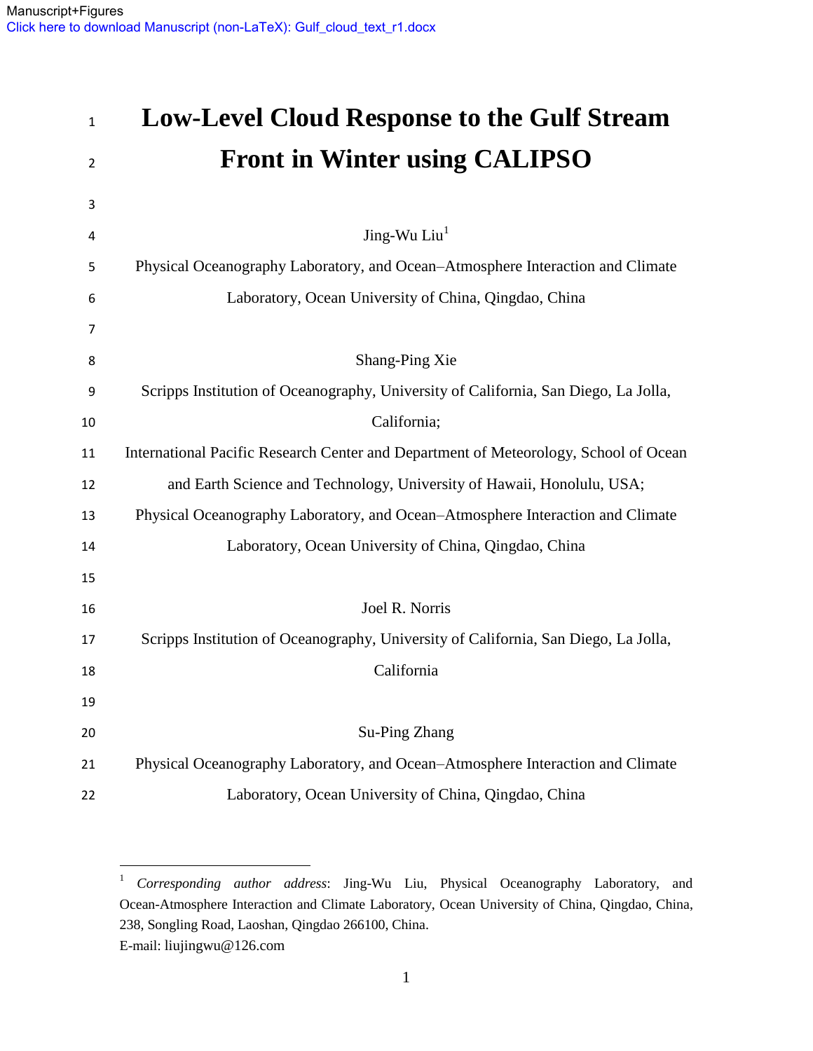Manuscript+Figures
Click here to download Manuscript (non-LaTeX): Gulf_cloud_text_r1.docx

# Low-Level Cloud Response to the Gulf Stream Front in Winter using CALIPSO

Jing-Wu Liu[1]

Physical Oceanography Laboratory, and Ocean–Atmosphere Interaction and Climate Laboratory, Ocean University of China, Qingdao, China

Shang-Ping Xie

Scripps Institution of Oceanography, University of California, San Diego, La Jolla, California;

International Pacific Research Center and Department of Meteorology, School of Ocean and Earth Science and Technology, University of Hawaii, Honolulu, USA;

Physical Oceanography Laboratory, and Ocean–Atmosphere Interaction and Climate Laboratory, Ocean University of China, Qingdao, China

Joel R. Norris

Scripps Institution of Oceanography, University of California, San Diego, La Jolla, California

Su-Ping Zhang

Physical Oceanography Laboratory, and Ocean–Atmosphere Interaction and Climate Laboratory, Ocean University of China, Qingdao, China

---

[1] *Corresponding author address*: Jing-Wu Liu, Physical Oceanography Laboratory, and Ocean-Atmosphere Interaction and Climate Laboratory, Ocean University of China, Qingdao, China, 238, Songling Road, Laoshan, Qingdao 266100, China.
E-mail: liujingwu@126.com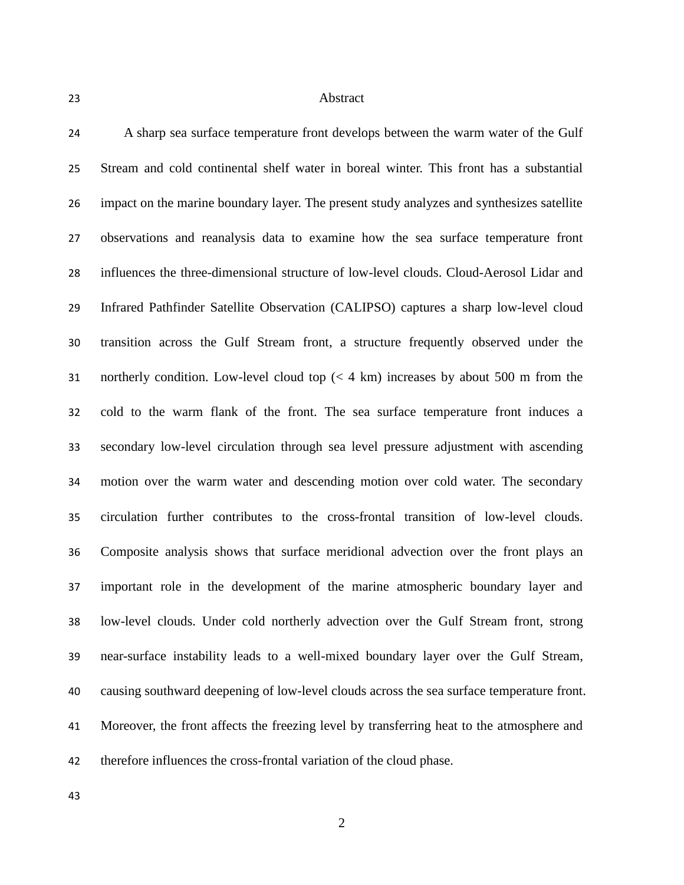# Abstract

A sharp sea surface temperature front develops between the warm water of the Gulf Stream and cold continental shelf water in boreal winter. This front has a substantial impact on the marine boundary layer. The present study analyzes and synthesizes satellite observations and reanalysis data to examine how the sea surface temperature front influences the three-dimensional structure of low-level clouds. Cloud-Aerosol Lidar and Infrared Pathfinder Satellite Observation (CALIPSO) captures a sharp low-level cloud transition across the Gulf Stream front, a structure frequently observed under the northerly condition. Low-level cloud top (< 4 km) increases by about 500 m from the cold to the warm flank of the front. The sea surface temperature front induces a secondary low-level circulation through sea level pressure adjustment with ascending motion over the warm water and descending motion over cold water. The secondary circulation further contributes to the cross-frontal transition of low-level clouds. Composite analysis shows that surface meridional advection over the front plays an important role in the development of the marine atmospheric boundary layer and low-level clouds. Under cold northerly advection over the Gulf Stream front, strong near-surface instability leads to a well-mixed boundary layer over the Gulf Stream, causing southward deepening of low-level clouds across the sea surface temperature front. Moreover, the front affects the freezing level by transferring heat to the atmosphere and therefore influences the cross-frontal variation of the cloud phase.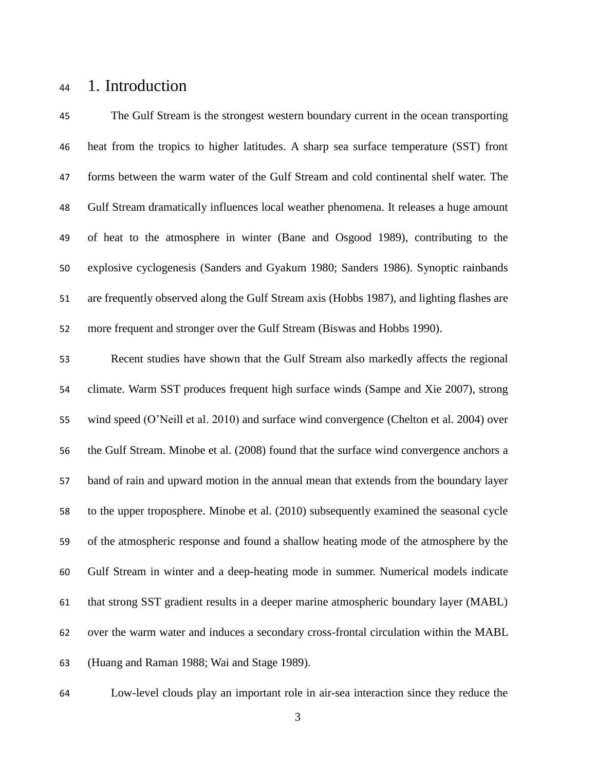# 1. Introduction

The Gulf Stream is the strongest western boundary current in the ocean transporting heat from the tropics to higher latitudes. A sharp sea surface temperature (SST) front forms between the warm water of the Gulf Stream and cold continental shelf water. The Gulf Stream dramatically influences local weather phenomena. It releases a huge amount of heat to the atmosphere in winter (Bane and Osgood 1989), contributing to the explosive cyclogenesis (Sanders and Gyakum 1980; Sanders 1986). Synoptic rainbands are frequently observed along the Gulf Stream axis (Hobbs 1987), and lighting flashes are more frequent and stronger over the Gulf Stream (Biswas and Hobbs 1990).

Recent studies have shown that the Gulf Stream also markedly affects the regional climate. Warm SST produces frequent high surface winds (Sampe and Xie 2007), strong wind speed (O'Neill et al. 2010) and surface wind convergence (Chelton et al. 2004) over the Gulf Stream. Minobe et al. (2008) found that the surface wind convergence anchors a band of rain and upward motion in the annual mean that extends from the boundary layer to the upper troposphere. Minobe et al. (2010) subsequently examined the seasonal cycle of the atmospheric response and found a shallow heating mode of the atmosphere by the Gulf Stream in winter and a deep-heating mode in summer. Numerical models indicate that strong SST gradient results in a deeper marine atmospheric boundary layer (MABL) over the warm water and induces a secondary cross-frontal circulation within the MABL (Huang and Raman 1988; Wai and Stage 1989).

Low-level clouds play an important role in air-sea interaction since they reduce the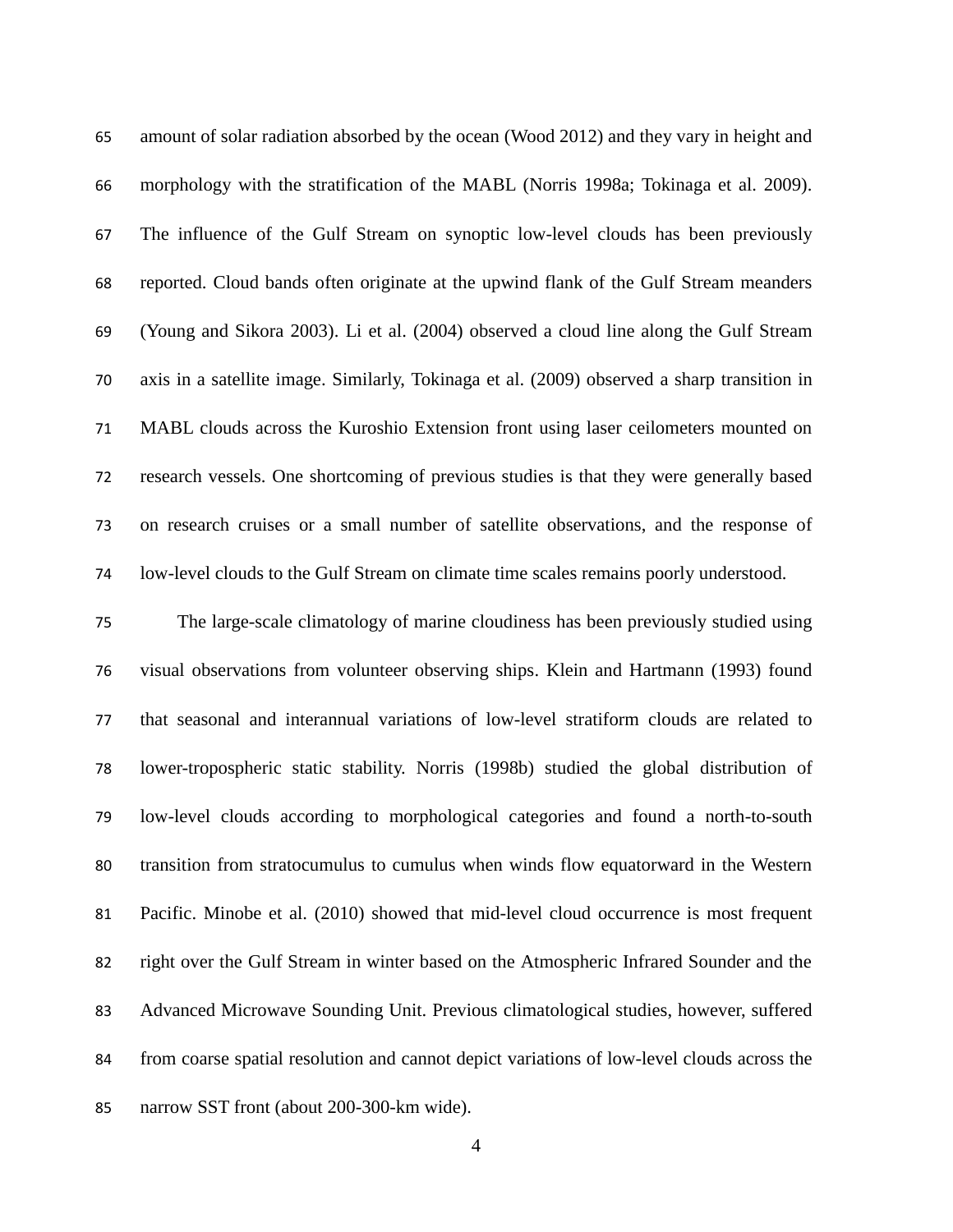amount of solar radiation absorbed by the ocean (Wood 2012) and they vary in height and morphology with the stratification of the MABL (Norris 1998a; Tokinaga et al. 2009). The influence of the Gulf Stream on synoptic low-level clouds has been previously reported. Cloud bands often originate at the upwind flank of the Gulf Stream meanders (Young and Sikora 2003). Li et al. (2004) observed a cloud line along the Gulf Stream axis in a satellite image. Similarly, Tokinaga et al. (2009) observed a sharp transition in MABL clouds across the Kuroshio Extension front using laser ceilometers mounted on research vessels. One shortcoming of previous studies is that they were generally based on research cruises or a small number of satellite observations, and the response of low-level clouds to the Gulf Stream on climate time scales remains poorly understood.

The large-scale climatology of marine cloudiness has been previously studied using visual observations from volunteer observing ships. Klein and Hartmann (1993) found that seasonal and interannual variations of low-level stratiform clouds are related to lower-tropospheric static stability. Norris (1998b) studied the global distribution of low-level clouds according to morphological categories and found a north-to-south transition from stratocumulus to cumulus when winds flow equatorward in the Western Pacific. Minobe et al. (2010) showed that mid-level cloud occurrence is most frequent right over the Gulf Stream in winter based on the Atmospheric Infrared Sounder and the Advanced Microwave Sounding Unit. Previous climatological studies, however, suffered from coarse spatial resolution and cannot depict variations of low-level clouds across the narrow SST front (about 200-300-km wide).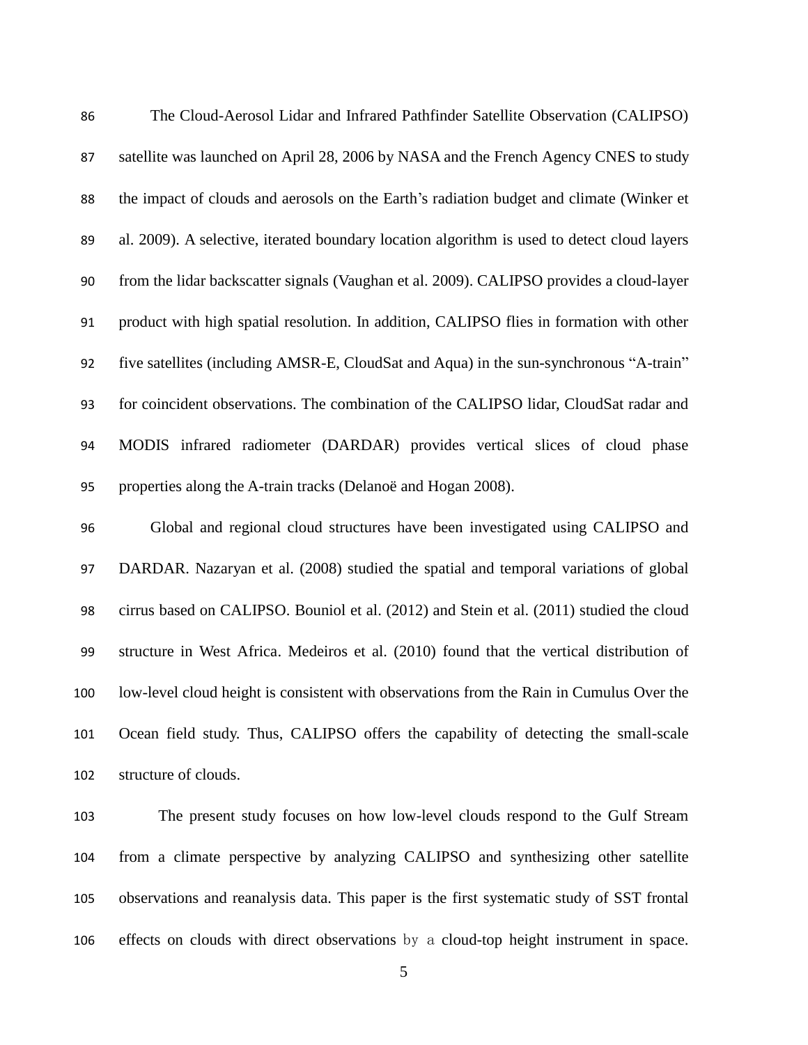The Cloud-Aerosol Lidar and Infrared Pathfinder Satellite Observation (CALIPSO) satellite was launched on April 28, 2006 by NASA and the French Agency CNES to study the impact of clouds and aerosols on the Earth's radiation budget and climate (Winker et al. 2009). A selective, iterated boundary location algorithm is used to detect cloud layers from the lidar backscatter signals (Vaughan et al. 2009). CALIPSO provides a cloud-layer product with high spatial resolution. In addition, CALIPSO flies in formation with other five satellites (including AMSR-E, CloudSat and Aqua) in the sun-synchronous "A-train" for coincident observations. The combination of the CALIPSO lidar, CloudSat radar and MODIS infrared radiometer (DARDAR) provides vertical slices of cloud phase properties along the A-train tracks (Delanoë and Hogan 2008).

Global and regional cloud structures have been investigated using CALIPSO and DARDAR. Nazaryan et al. (2008) studied the spatial and temporal variations of global cirrus based on CALIPSO. Bouniol et al. (2012) and Stein et al. (2011) studied the cloud structure in West Africa. Medeiros et al. (2010) found that the vertical distribution of low-level cloud height is consistent with observations from the Rain in Cumulus Over the Ocean field study. Thus, CALIPSO offers the capability of detecting the small-scale structure of clouds.

The present study focuses on how low-level clouds respond to the Gulf Stream from a climate perspective by analyzing CALIPSO and synthesizing other satellite observations and reanalysis data. This paper is the first systematic study of SST frontal effects on clouds with direct observations by a cloud-top height instrument in space.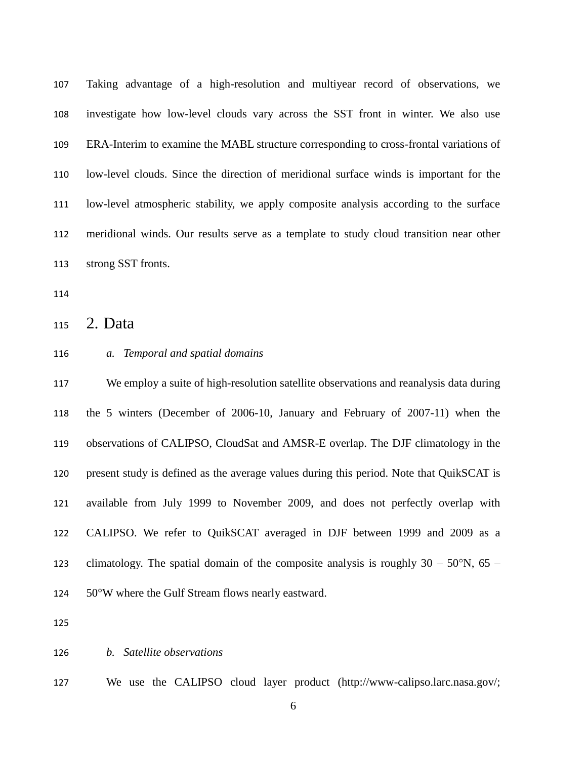Taking advantage of a high-resolution and multiyear record of observations, we investigate how low-level clouds vary across the SST front in winter. We also use ERA-Interim to examine the MABL structure corresponding to cross-frontal variations of low-level clouds. Since the direction of meridional surface winds is important for the low-level atmospheric stability, we apply composite analysis according to the surface meridional winds. Our results serve as a template to study cloud transition near other strong SST fronts.

## 2. Data

### *a. Temporal and spatial domains*

We employ a suite of high-resolution satellite observations and reanalysis data during the 5 winters (December of 2006-10, January and February of 2007-11) when the observations of CALIPSO, CloudSat and AMSR-E overlap. The DJF climatology in the present study is defined as the average values during this period. Note that QuikSCAT is available from July 1999 to November 2009, and does not perfectly overlap with CALIPSO. We refer to QuikSCAT averaged in DJF between 1999 and 2009 as a climatology. The spatial domain of the composite analysis is roughly 30 – 50°N, 65 – 50°W where the Gulf Stream flows nearly eastward.

### *b. Satellite observations*

We use the CALIPSO cloud layer product (http://www-calipso.larc.nasa.gov/;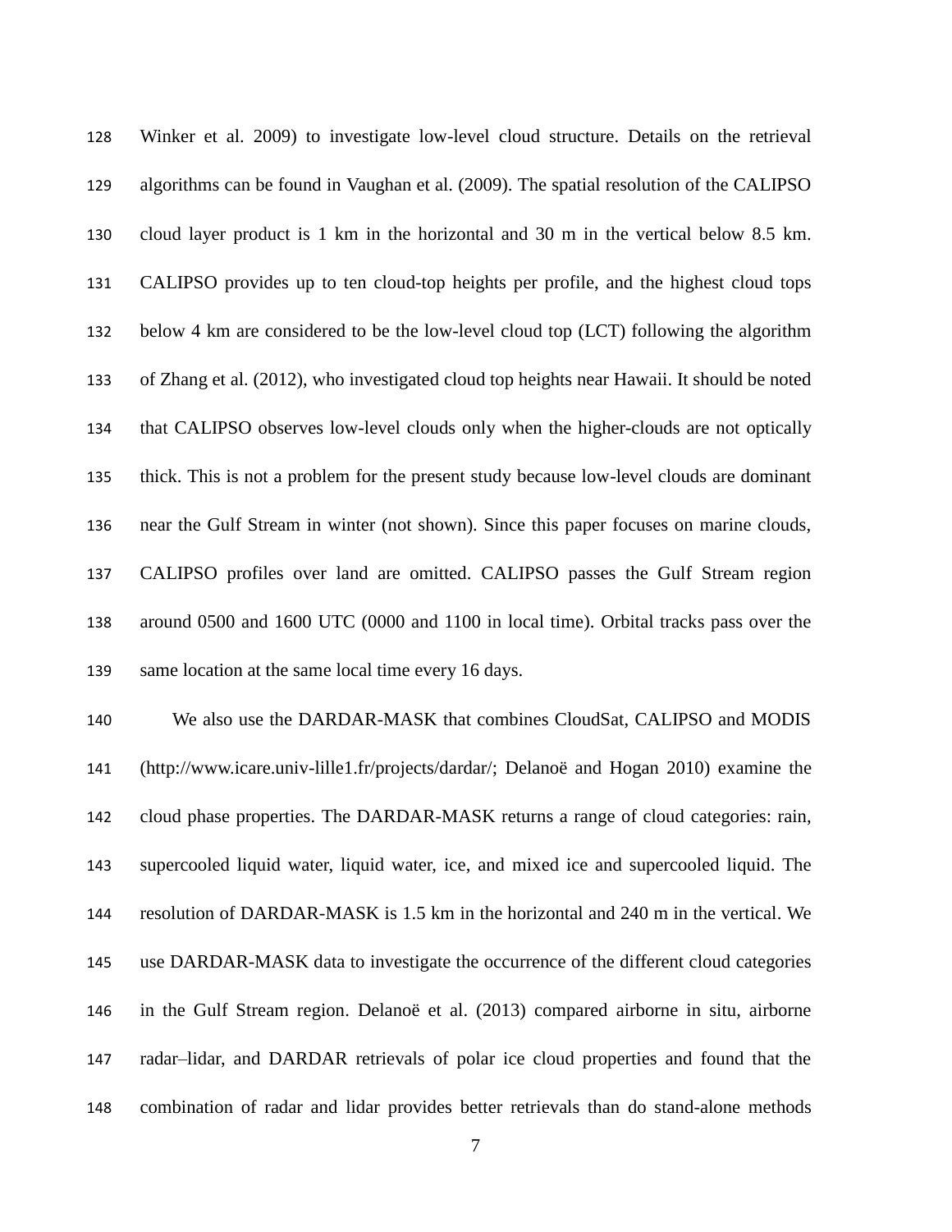Winker et al. 2009) to investigate low-level cloud structure. Details on the retrieval algorithms can be found in Vaughan et al. (2009). The spatial resolution of the CALIPSO cloud layer product is 1 km in the horizontal and 30 m in the vertical below 8.5 km. CALIPSO provides up to ten cloud-top heights per profile, and the highest cloud tops below 4 km are considered to be the low-level cloud top (LCT) following the algorithm of Zhang et al. (2012), who investigated cloud top heights near Hawaii. It should be noted that CALIPSO observes low-level clouds only when the higher-clouds are not optically thick. This is not a problem for the present study because low-level clouds are dominant near the Gulf Stream in winter (not shown). Since this paper focuses on marine clouds, CALIPSO profiles over land are omitted. CALIPSO passes the Gulf Stream region around 0500 and 1600 UTC (0000 and 1100 in local time). Orbital tracks pass over the same location at the same local time every 16 days.

We also use the DARDAR-MASK that combines CloudSat, CALIPSO and MODIS (http://www.icare.univ-lille1.fr/projects/dardar/; Delanoë and Hogan 2010) examine the cloud phase properties. The DARDAR-MASK returns a range of cloud categories: rain, supercooled liquid water, liquid water, ice, and mixed ice and supercooled liquid. The resolution of DARDAR-MASK is 1.5 km in the horizontal and 240 m in the vertical. We use DARDAR-MASK data to investigate the occurrence of the different cloud categories in the Gulf Stream region. Delanoë et al. (2013) compared airborne in situ, airborne radar–lidar, and DARDAR retrievals of polar ice cloud properties and found that the combination of radar and lidar provides better retrievals than do stand-alone methods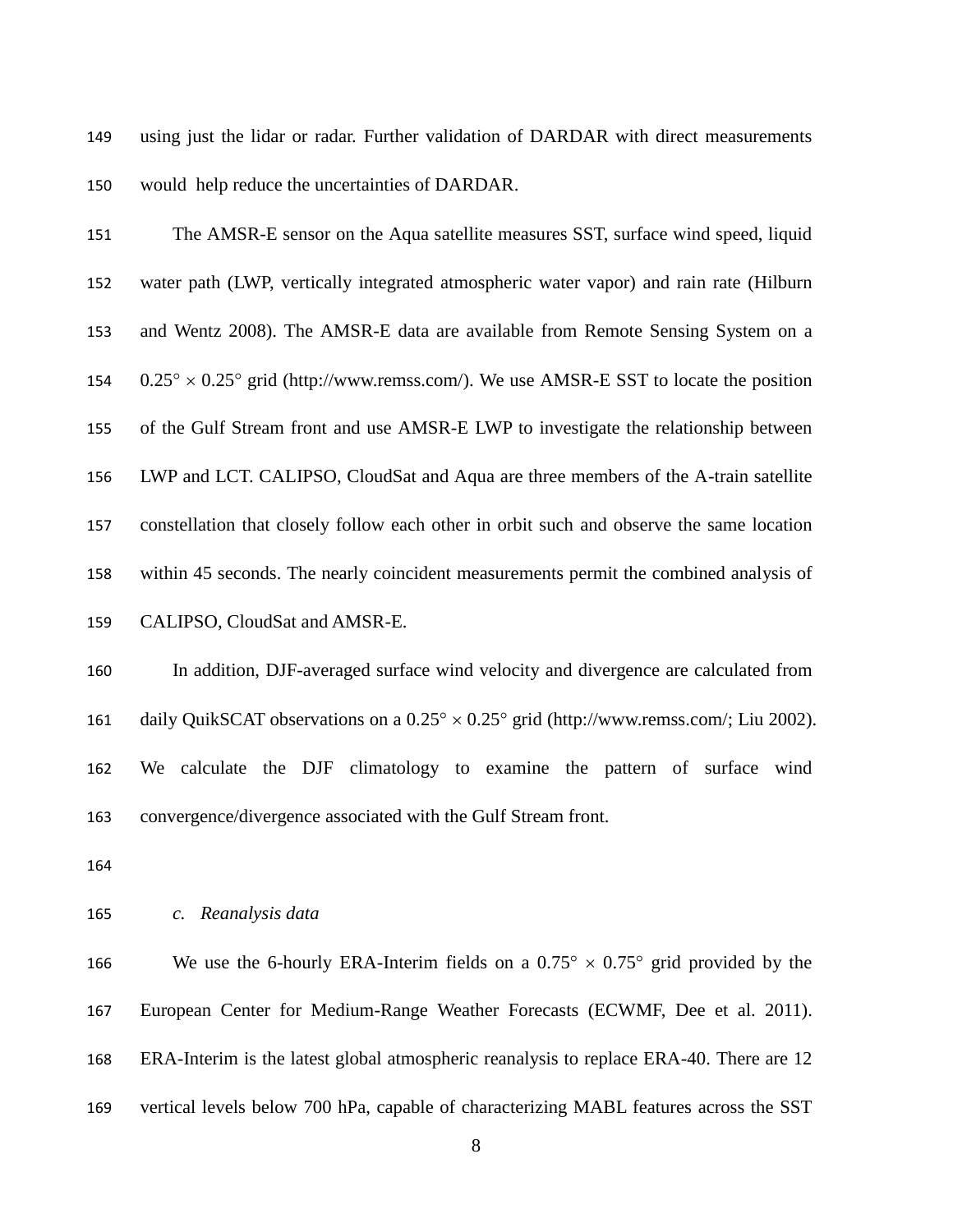using just the lidar or radar. Further validation of DARDAR with direct measurements would help reduce the uncertainties of DARDAR.

The AMSR-E sensor on the Aqua satellite measures SST, surface wind speed, liquid water path (LWP, vertically integrated atmospheric water vapor) and rain rate (Hilburn and Wentz 2008). The AMSR-E data are available from Remote Sensing System on a $0.25° \times 0.25°$ grid (http://www.remss.com/). We use AMSR-E SST to locate the position of the Gulf Stream front and use AMSR-E LWP to investigate the relationship between LWP and LCT. CALIPSO, CloudSat and Aqua are three members of the A-train satellite constellation that closely follow each other in orbit such and observe the same location within 45 seconds. The nearly coincident measurements permit the combined analysis of CALIPSO, CloudSat and AMSR-E.

In addition, DJF-averaged surface wind velocity and divergence are calculated from daily QuikSCAT observations on a $0.25° \times 0.25°$ grid (http://www.remss.com/; Liu 2002). We calculate the DJF climatology to examine the pattern of surface wind convergence/divergence associated with the Gulf Stream front.

### *c. Reanalysis data*

We use the 6-hourly ERA-Interim fields on a $0.75° \times 0.75°$ grid provided by the European Center for Medium-Range Weather Forecasts (ECWMF, Dee et al. 2011). ERA-Interim is the latest global atmospheric reanalysis to replace ERA-40. There are 12 vertical levels below 700 hPa, capable of characterizing MABL features across the SST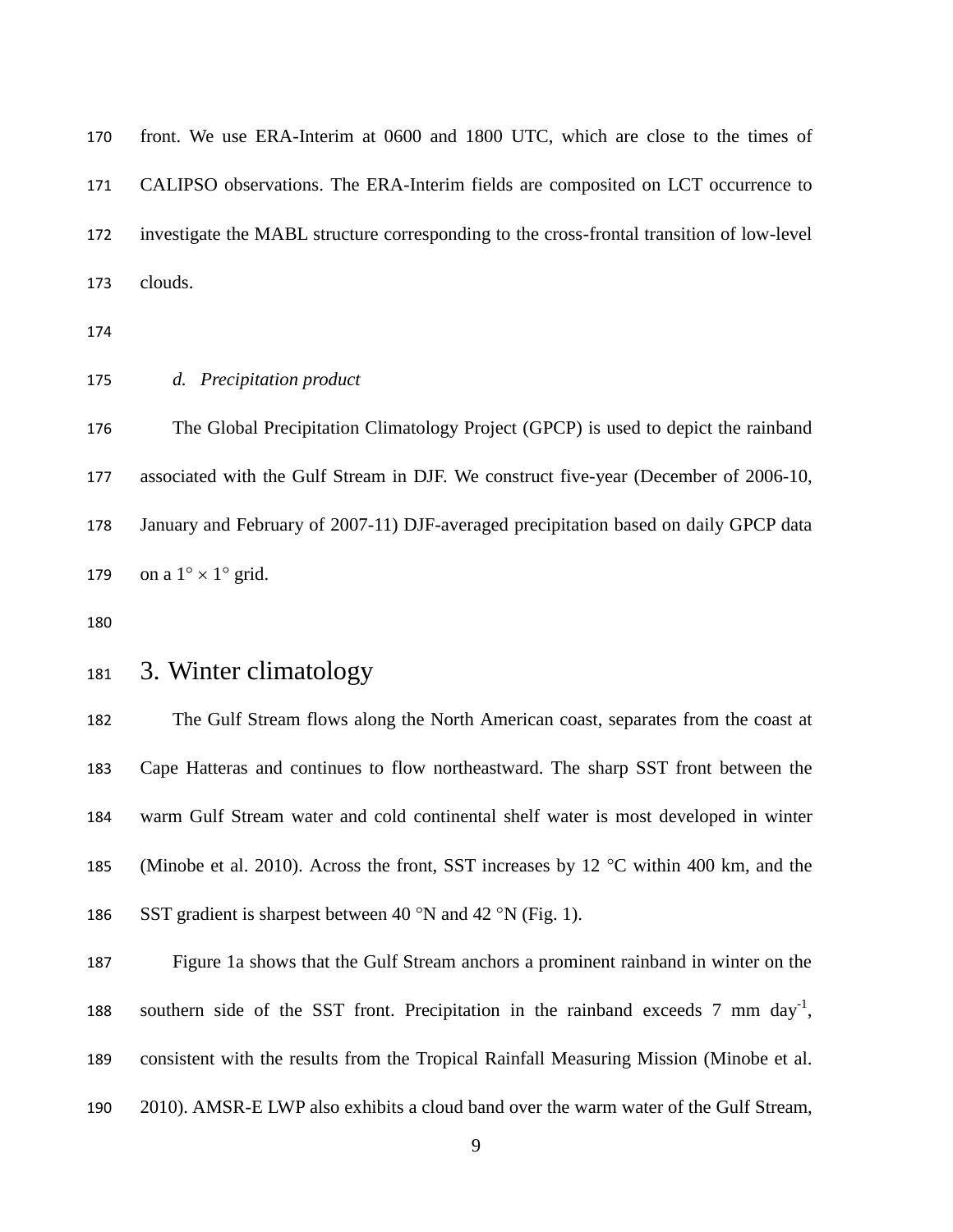front. We use ERA-Interim at 0600 and 1800 UTC, which are close to the times of CALIPSO observations. The ERA-Interim fields are composited on LCT occurrence to investigate the MABL structure corresponding to the cross-frontal transition of low-level clouds.

*d. Precipitation product*

The Global Precipitation Climatology Project (GPCP) is used to depict the rainband associated with the Gulf Stream in DJF. We construct five-year (December of 2006-10, January and February of 2007-11) DJF-averaged precipitation based on daily GPCP data on a $1° \times 1°$ grid.

# 3. Winter climatology

The Gulf Stream flows along the North American coast, separates from the coast at Cape Hatteras and continues to flow northeastward. The sharp SST front between the warm Gulf Stream water and cold continental shelf water is most developed in winter (Minobe et al. 2010). Across the front, SST increases by 12 °C within 400 km, and the SST gradient is sharpest between 40 °N and 42 °N (Fig. 1).

Figure 1a shows that the Gulf Stream anchors a prominent rainband in winter on the southern side of the SST front. Precipitation in the rainband exceeds 7 mm $day^{-1}$, consistent with the results from the Tropical Rainfall Measuring Mission (Minobe et al. 2010). AMSR-E LWP also exhibits a cloud band over the warm water of the Gulf Stream,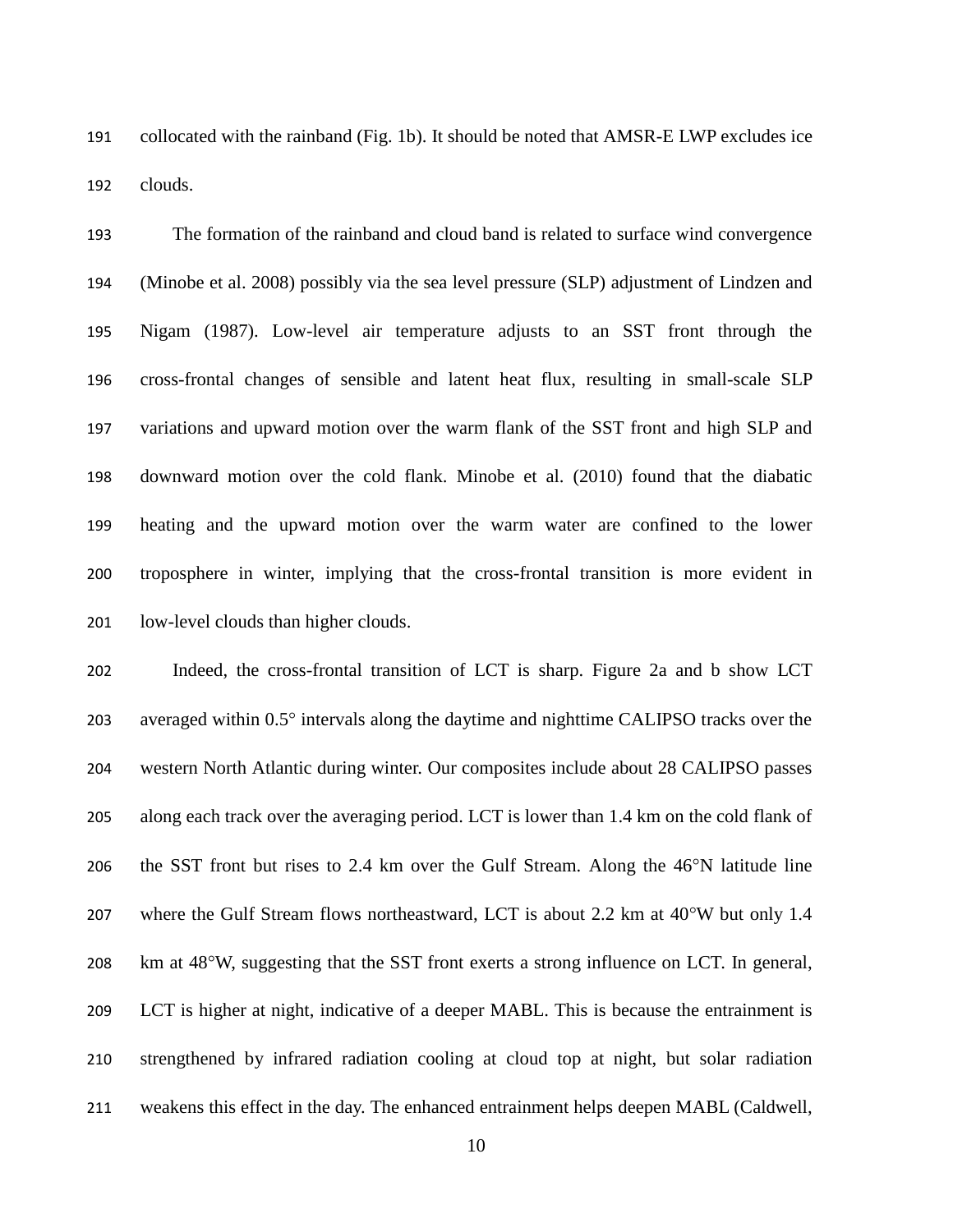collocated with the rainband (Fig. 1b). It should be noted that AMSR-E LWP excludes ice clouds.

The formation of the rainband and cloud band is related to surface wind convergence (Minobe et al. 2008) possibly via the sea level pressure (SLP) adjustment of Lindzen and Nigam (1987). Low-level air temperature adjusts to an SST front through the cross-frontal changes of sensible and latent heat flux, resulting in small-scale SLP variations and upward motion over the warm flank of the SST front and high SLP and downward motion over the cold flank. Minobe et al. (2010) found that the diabatic heating and the upward motion over the warm water are confined to the lower troposphere in winter, implying that the cross-frontal transition is more evident in low-level clouds than higher clouds.

Indeed, the cross-frontal transition of LCT is sharp. Figure 2a and b show LCT averaged within 0.5° intervals along the daytime and nighttime CALIPSO tracks over the western North Atlantic during winter. Our composites include about 28 CALIPSO passes along each track over the averaging period. LCT is lower than 1.4 km on the cold flank of the SST front but rises to 2.4 km over the Gulf Stream. Along the 46°N latitude line where the Gulf Stream flows northeastward, LCT is about 2.2 km at 40°W but only 1.4 km at 48°W, suggesting that the SST front exerts a strong influence on LCT. In general, LCT is higher at night, indicative of a deeper MABL. This is because the entrainment is strengthened by infrared radiation cooling at cloud top at night, but solar radiation weakens this effect in the day. The enhanced entrainment helps deepen MABL (Caldwell,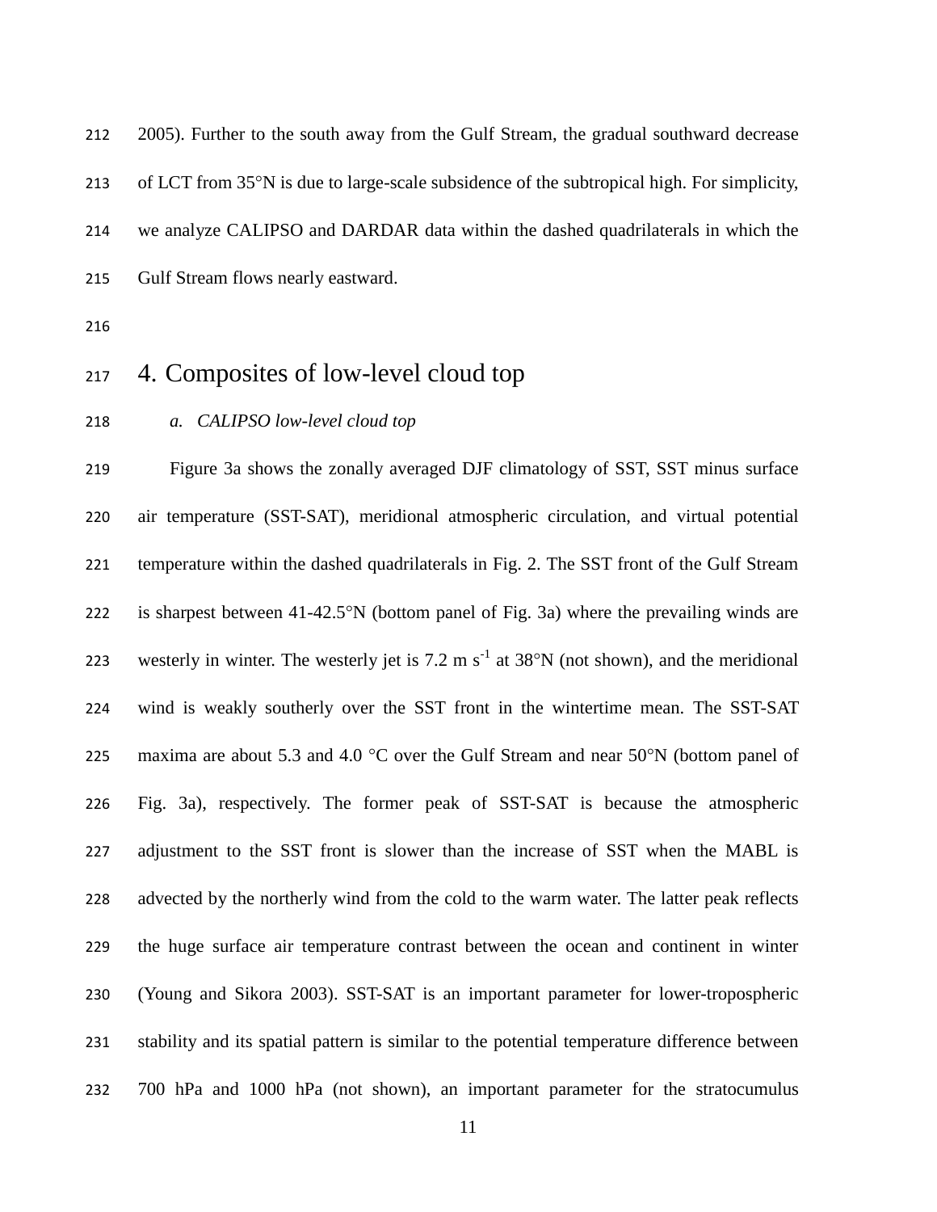2005). Further to the south away from the Gulf Stream, the gradual southward decrease of LCT from 35°N is due to large-scale subsidence of the subtropical high. For simplicity, we analyze CALIPSO and DARDAR data within the dashed quadrilaterals in which the Gulf Stream flows nearly eastward.

# 4. Composites of low-level cloud top

### *a. CALIPSO low-level cloud top*

Figure 3a shows the zonally averaged DJF climatology of SST, SST minus surface air temperature (SST-SAT), meridional atmospheric circulation, and virtual potential temperature within the dashed quadrilaterals in Fig. 2. The SST front of the Gulf Stream is sharpest between 41-42.5°N (bottom panel of Fig. 3a) where the prevailing winds are westerly in winter. The westerly jet is 7.2 m $s^{-1}$ at 38°N (not shown), and the meridional wind is weakly southerly over the SST front in the wintertime mean. The SST-SAT maxima are about 5.3 and 4.0 °C over the Gulf Stream and near 50°N (bottom panel of Fig. 3a), respectively. The former peak of SST-SAT is because the atmospheric adjustment to the SST front is slower than the increase of SST when the MABL is advected by the northerly wind from the cold to the warm water. The latter peak reflects the huge surface air temperature contrast between the ocean and continent in winter (Young and Sikora 2003). SST-SAT is an important parameter for lower-tropospheric stability and its spatial pattern is similar to the potential temperature difference between 700 hPa and 1000 hPa (not shown), an important parameter for the stratocumulus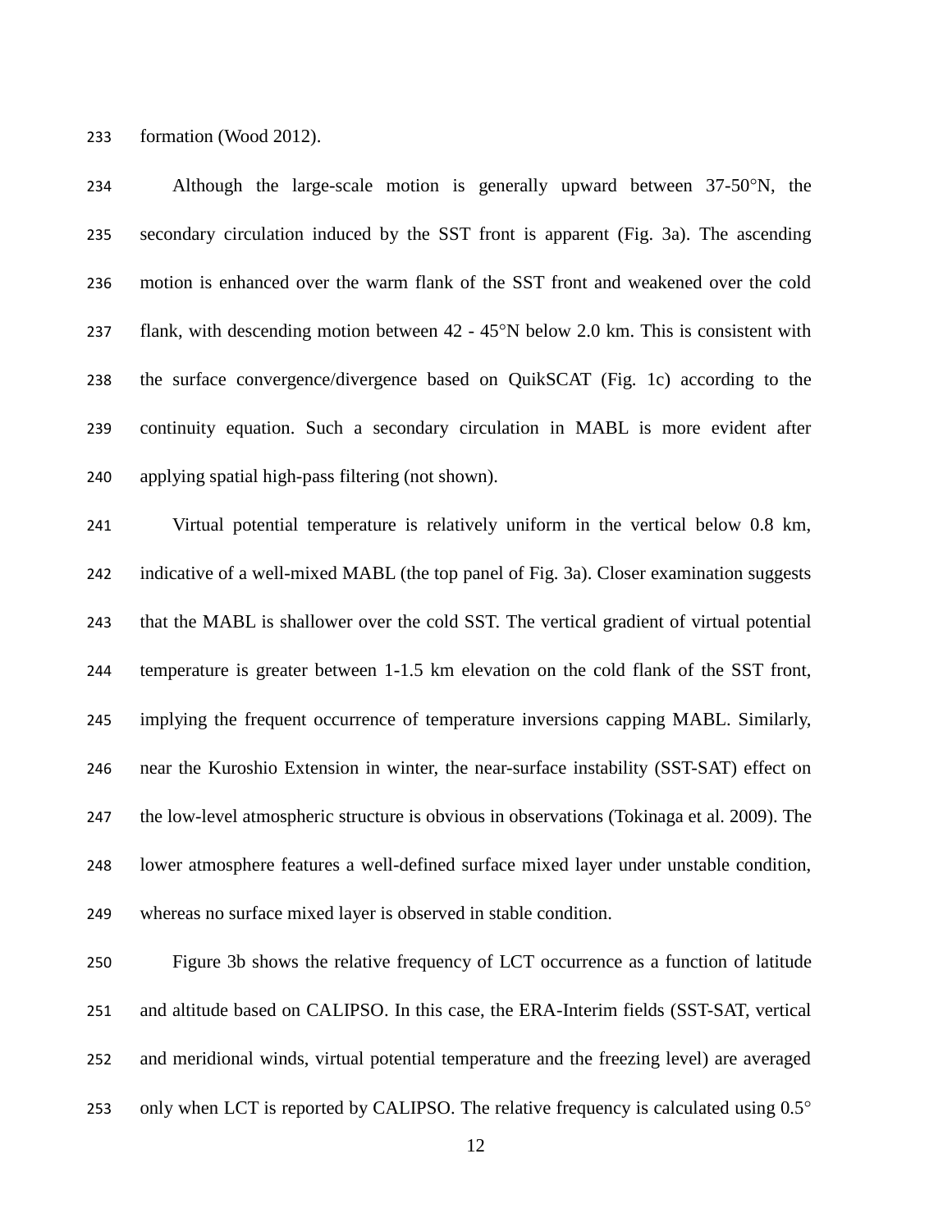formation (Wood 2012).

Although the large-scale motion is generally upward between 37-50°N, the secondary circulation induced by the SST front is apparent (Fig. 3a). The ascending motion is enhanced over the warm flank of the SST front and weakened over the cold flank, with descending motion between 42 - 45°N below 2.0 km. This is consistent with the surface convergence/divergence based on QuikSCAT (Fig. 1c) according to the continuity equation. Such a secondary circulation in MABL is more evident after applying spatial high-pass filtering (not shown).

Virtual potential temperature is relatively uniform in the vertical below 0.8 km, indicative of a well-mixed MABL (the top panel of Fig. 3a). Closer examination suggests that the MABL is shallower over the cold SST. The vertical gradient of virtual potential temperature is greater between 1-1.5 km elevation on the cold flank of the SST front, implying the frequent occurrence of temperature inversions capping MABL. Similarly, near the Kuroshio Extension in winter, the near-surface instability (SST-SAT) effect on the low-level atmospheric structure is obvious in observations (Tokinaga et al. 2009). The lower atmosphere features a well-defined surface mixed layer under unstable condition, whereas no surface mixed layer is observed in stable condition.

Figure 3b shows the relative frequency of LCT occurrence as a function of latitude and altitude based on CALIPSO. In this case, the ERA-Interim fields (SST-SAT, vertical and meridional winds, virtual potential temperature and the freezing level) are averaged only when LCT is reported by CALIPSO. The relative frequency is calculated using 0.5°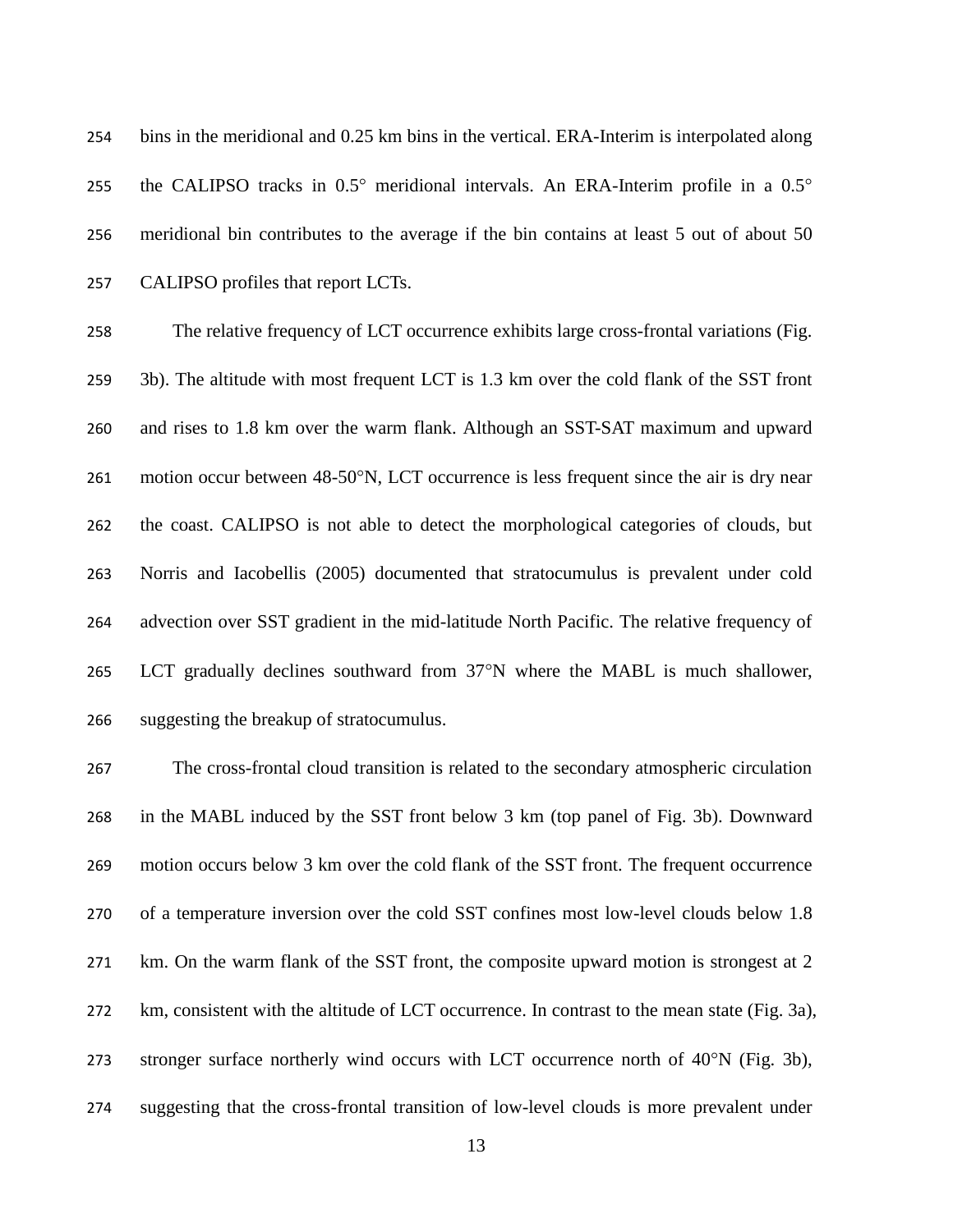bins in the meridional and 0.25 km bins in the vertical. ERA-Interim is interpolated along the CALIPSO tracks in 0.5° meridional intervals. An ERA-Interim profile in a 0.5° meridional bin contributes to the average if the bin contains at least 5 out of about 50 CALIPSO profiles that report LCTs.

The relative frequency of LCT occurrence exhibits large cross-frontal variations (Fig. 3b). The altitude with most frequent LCT is 1.3 km over the cold flank of the SST front and rises to 1.8 km over the warm flank. Although an SST-SAT maximum and upward motion occur between 48-50°N, LCT occurrence is less frequent since the air is dry near the coast. CALIPSO is not able to detect the morphological categories of clouds, but Norris and Iacobellis (2005) documented that stratocumulus is prevalent under cold advection over SST gradient in the mid-latitude North Pacific. The relative frequency of LCT gradually declines southward from 37°N where the MABL is much shallower, suggesting the breakup of stratocumulus.

The cross-frontal cloud transition is related to the secondary atmospheric circulation in the MABL induced by the SST front below 3 km (top panel of Fig. 3b). Downward motion occurs below 3 km over the cold flank of the SST front. The frequent occurrence of a temperature inversion over the cold SST confines most low-level clouds below 1.8 km. On the warm flank of the SST front, the composite upward motion is strongest at 2 km, consistent with the altitude of LCT occurrence. In contrast to the mean state (Fig. 3a), stronger surface northerly wind occurs with LCT occurrence north of 40°N (Fig. 3b), suggesting that the cross-frontal transition of low-level clouds is more prevalent under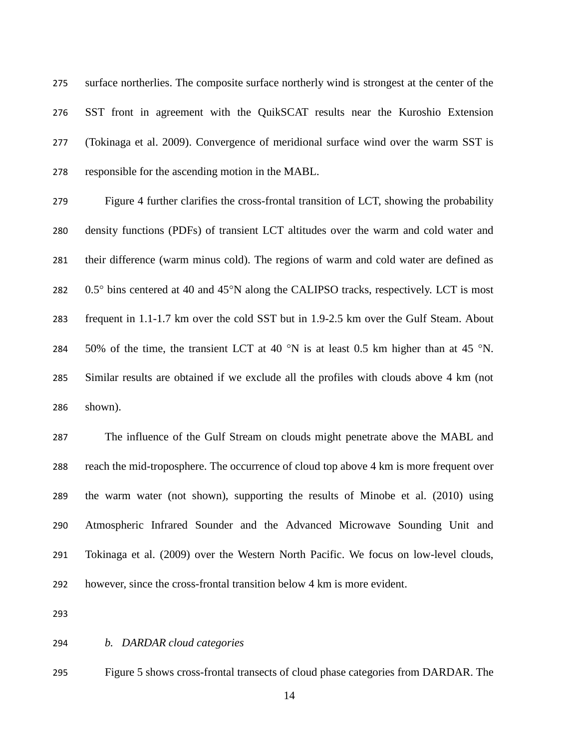surface northerlies. The composite surface northerly wind is strongest at the center of the SST front in agreement with the QuikSCAT results near the Kuroshio Extension (Tokinaga et al. 2009). Convergence of meridional surface wind over the warm SST is responsible for the ascending motion in the MABL.

Figure 4 further clarifies the cross-frontal transition of LCT, showing the probability density functions (PDFs) of transient LCT altitudes over the warm and cold water and their difference (warm minus cold). The regions of warm and cold water are defined as 0.5° bins centered at 40 and 45°N along the CALIPSO tracks, respectively. LCT is most frequent in 1.1-1.7 km over the cold SST but in 1.9-2.5 km over the Gulf Steam. About 50% of the time, the transient LCT at 40 °N is at least 0.5 km higher than at 45 °N. Similar results are obtained if we exclude all the profiles with clouds above 4 km (not shown).

The influence of the Gulf Stream on clouds might penetrate above the MABL and reach the mid-troposphere. The occurrence of cloud top above 4 km is more frequent over the warm water (not shown), supporting the results of Minobe et al. (2010) using Atmospheric Infrared Sounder and the Advanced Microwave Sounding Unit and Tokinaga et al. (2009) over the Western North Pacific. We focus on low-level clouds, however, since the cross-frontal transition below 4 km is more evident.

### *b. DARDAR cloud categories*

Figure 5 shows cross-frontal transects of cloud phase categories from DARDAR. The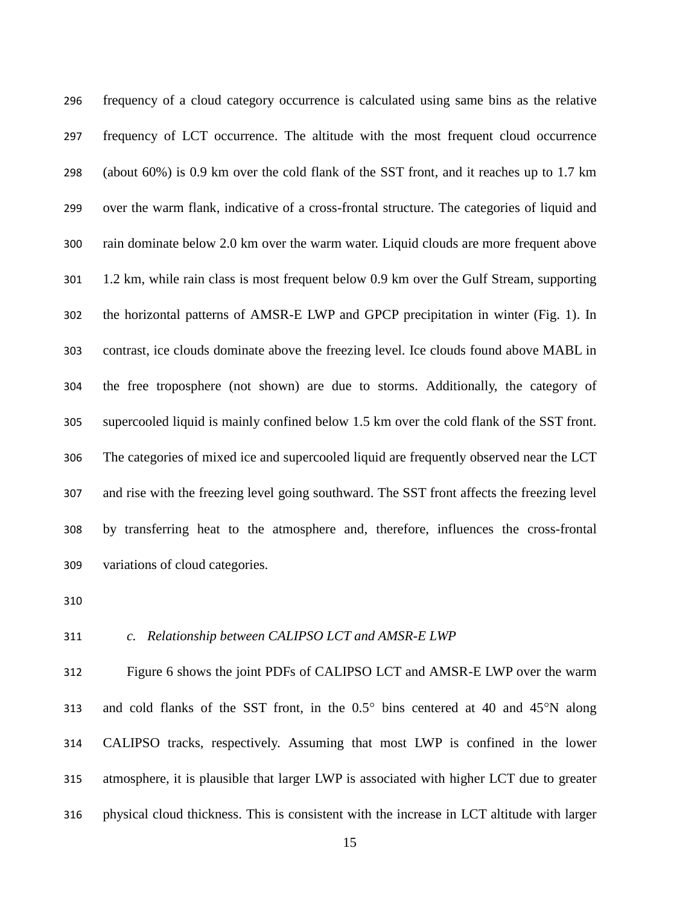frequency of a cloud category occurrence is calculated using same bins as the relative frequency of LCT occurrence. The altitude with the most frequent cloud occurrence (about 60%) is 0.9 km over the cold flank of the SST front, and it reaches up to 1.7 km over the warm flank, indicative of a cross-frontal structure. The categories of liquid and rain dominate below 2.0 km over the warm water. Liquid clouds are more frequent above 1.2 km, while rain class is most frequent below 0.9 km over the Gulf Stream, supporting the horizontal patterns of AMSR-E LWP and GPCP precipitation in winter (Fig. 1). In contrast, ice clouds dominate above the freezing level. Ice clouds found above MABL in the free troposphere (not shown) are due to storms. Additionally, the category of supercooled liquid is mainly confined below 1.5 km over the cold flank of the SST front. The categories of mixed ice and supercooled liquid are frequently observed near the LCT and rise with the freezing level going southward. The SST front affects the freezing level by transferring heat to the atmosphere and, therefore, influences the cross-frontal variations of cloud categories.

### *c. Relationship between CALIPSO LCT and AMSR-E LWP*

Figure 6 shows the joint PDFs of CALIPSO LCT and AMSR-E LWP over the warm and cold flanks of the SST front, in the 0.5° bins centered at 40 and 45°N along CALIPSO tracks, respectively. Assuming that most LWP is confined in the lower atmosphere, it is plausible that larger LWP is associated with higher LCT due to greater physical cloud thickness. This is consistent with the increase in LCT altitude with larger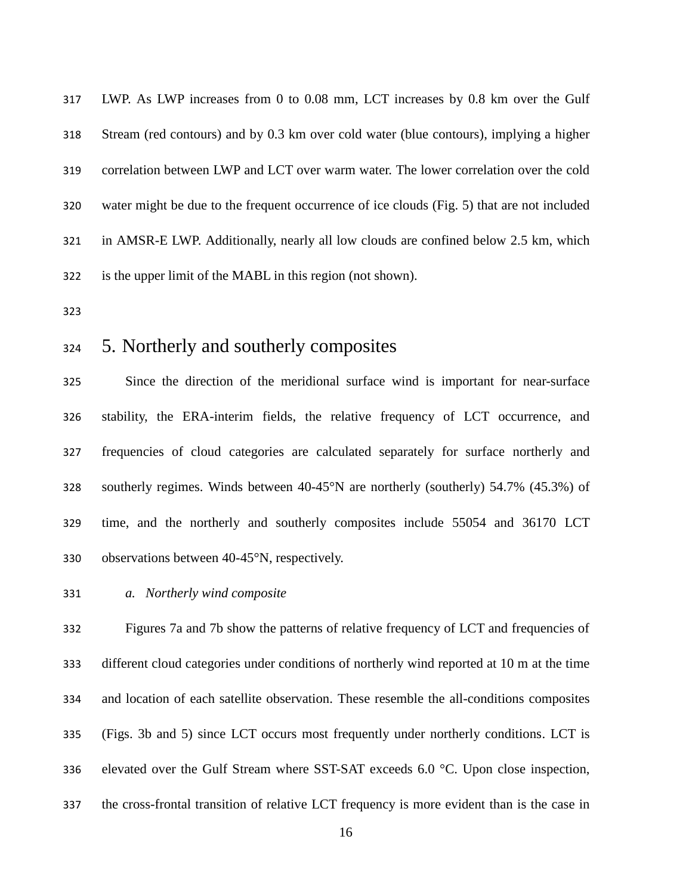LWP. As LWP increases from 0 to 0.08 mm, LCT increases by 0.8 km over the Gulf Stream (red contours) and by 0.3 km over cold water (blue contours), implying a higher correlation between LWP and LCT over warm water. The lower correlation over the cold water might be due to the frequent occurrence of ice clouds (Fig. 5) that are not included in AMSR-E LWP. Additionally, nearly all low clouds are confined below 2.5 km, which is the upper limit of the MABL in this region (not shown).

## 5. Northerly and southerly composites

Since the direction of the meridional surface wind is important for near-surface stability, the ERA-interim fields, the relative frequency of LCT occurrence, and frequencies of cloud categories are calculated separately for surface northerly and southerly regimes. Winds between 40-45°N are northerly (southerly) 54.7% (45.3%) of time, and the northerly and southerly composites include 55054 and 36170 LCT observations between 40-45°N, respectively.

### *a. Northerly wind composite*

Figures 7a and 7b show the patterns of relative frequency of LCT and frequencies of different cloud categories under conditions of northerly wind reported at 10 m at the time and location of each satellite observation. These resemble the all-conditions composites (Figs. 3b and 5) since LCT occurs most frequently under northerly conditions. LCT is elevated over the Gulf Stream where SST-SAT exceeds 6.0 °C. Upon close inspection, the cross-frontal transition of relative LCT frequency is more evident than is the case in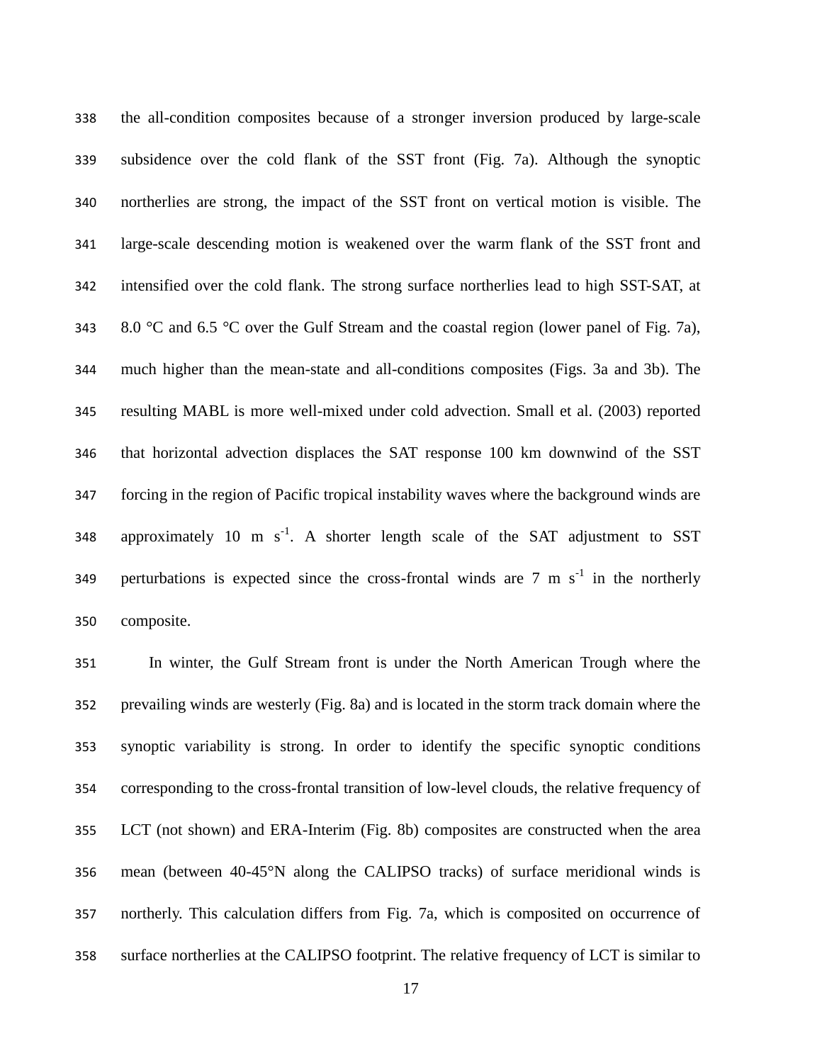the all-condition composites because of a stronger inversion produced by large-scale subsidence over the cold flank of the SST front (Fig. 7a). Although the synoptic northerlies are strong, the impact of the SST front on vertical motion is visible. The large-scale descending motion is weakened over the warm flank of the SST front and intensified over the cold flank. The strong surface northerlies lead to high SST-SAT, at 8.0 °C and 6.5 °C over the Gulf Stream and the coastal region (lower panel of Fig. 7a), much higher than the mean-state and all-conditions composites (Figs. 3a and 3b). The resulting MABL is more well-mixed under cold advection. Small et al. (2003) reported that horizontal advection displaces the SAT response 100 km downwind of the SST forcing in the region of Pacific tropical instability waves where the background winds are approximately 10 m $s^{-1}$. A shorter length scale of the SAT adjustment to SST perturbations is expected since the cross-frontal winds are 7 m $s^{-1}$ in the northerly composite.

In winter, the Gulf Stream front is under the North American Trough where the prevailing winds are westerly (Fig. 8a) and is located in the storm track domain where the synoptic variability is strong. In order to identify the specific synoptic conditions corresponding to the cross-frontal transition of low-level clouds, the relative frequency of LCT (not shown) and ERA-Interim (Fig. 8b) composites are constructed when the area mean (between 40-45°N along the CALIPSO tracks) of surface meridional winds is northerly. This calculation differs from Fig. 7a, which is composited on occurrence of surface northerlies at the CALIPSO footprint. The relative frequency of LCT is similar to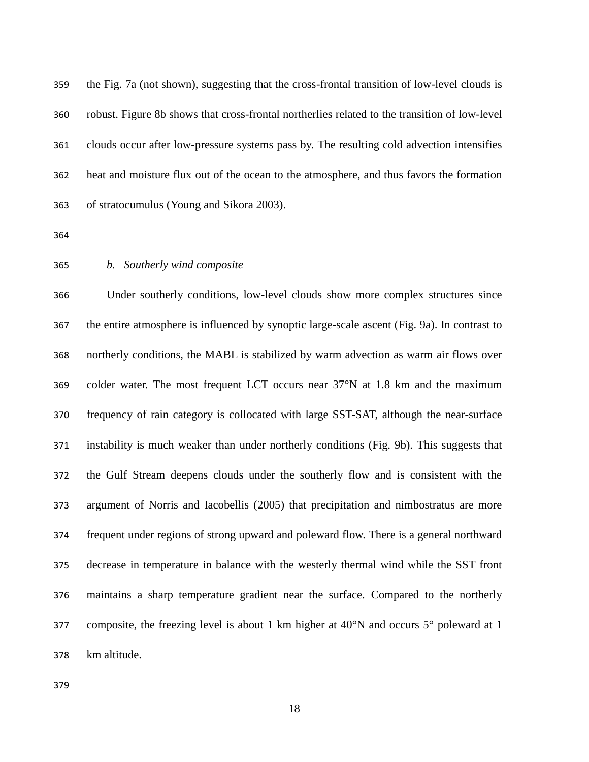the Fig. 7a (not shown), suggesting that the cross-frontal transition of low-level clouds is robust. Figure 8b shows that cross-frontal northerlies related to the transition of low-level clouds occur after low-pressure systems pass by. The resulting cold advection intensifies heat and moisture flux out of the ocean to the atmosphere, and thus favors the formation of stratocumulus (Young and Sikora 2003).

### *b. Southerly wind composite*

Under southerly conditions, low-level clouds show more complex structures since the entire atmosphere is influenced by synoptic large-scale ascent (Fig. 9a). In contrast to northerly conditions, the MABL is stabilized by warm advection as warm air flows over colder water. The most frequent LCT occurs near 37°N at 1.8 km and the maximum frequency of rain category is collocated with large SST-SAT, although the near-surface instability is much weaker than under northerly conditions (Fig. 9b). This suggests that the Gulf Stream deepens clouds under the southerly flow and is consistent with the argument of Norris and Iacobellis (2005) that precipitation and nimbostratus are more frequent under regions of strong upward and poleward flow. There is a general northward decrease in temperature in balance with the westerly thermal wind while the SST front maintains a sharp temperature gradient near the surface. Compared to the northerly composite, the freezing level is about 1 km higher at 40°N and occurs 5° poleward at 1 km altitude.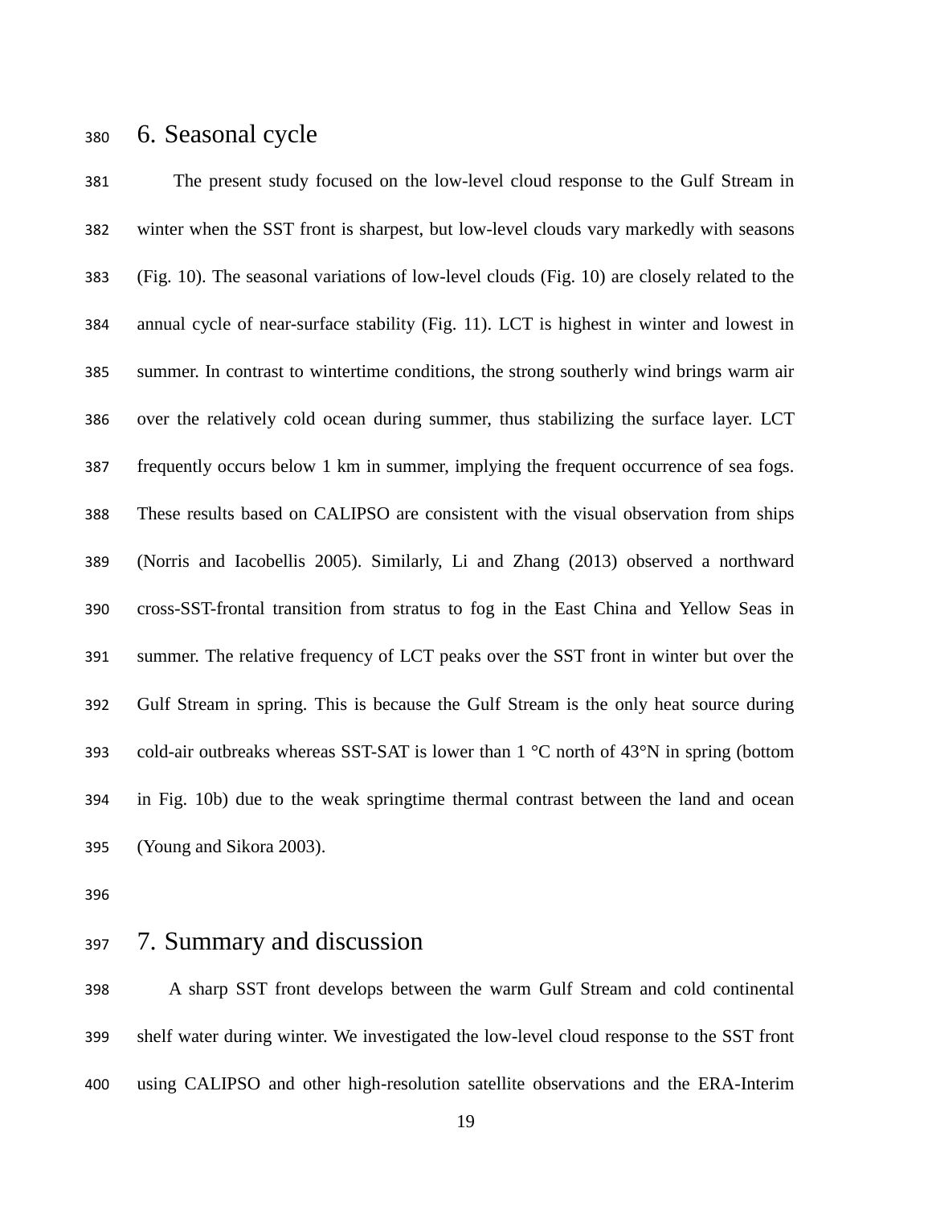## 6. Seasonal cycle

The present study focused on the low-level cloud response to the Gulf Stream in winter when the SST front is sharpest, but low-level clouds vary markedly with seasons (Fig. 10). The seasonal variations of low-level clouds (Fig. 10) are closely related to the annual cycle of near-surface stability (Fig. 11). LCT is highest in winter and lowest in summer. In contrast to wintertime conditions, the strong southerly wind brings warm air over the relatively cold ocean during summer, thus stabilizing the surface layer. LCT frequently occurs below 1 km in summer, implying the frequent occurrence of sea fogs. These results based on CALIPSO are consistent with the visual observation from ships (Norris and Iacobellis 2005). Similarly, Li and Zhang (2013) observed a northward cross-SST-frontal transition from stratus to fog in the East China and Yellow Seas in summer. The relative frequency of LCT peaks over the SST front in winter but over the Gulf Stream in spring. This is because the Gulf Stream is the only heat source during cold-air outbreaks whereas SST-SAT is lower than 1 °C north of 43°N in spring (bottom in Fig. 10b) due to the weak springtime thermal contrast between the land and ocean (Young and Sikora 2003).

## 7. Summary and discussion

A sharp SST front develops between the warm Gulf Stream and cold continental shelf water during winter. We investigated the low-level cloud response to the SST front using CALIPSO and other high-resolution satellite observations and the ERA-Interim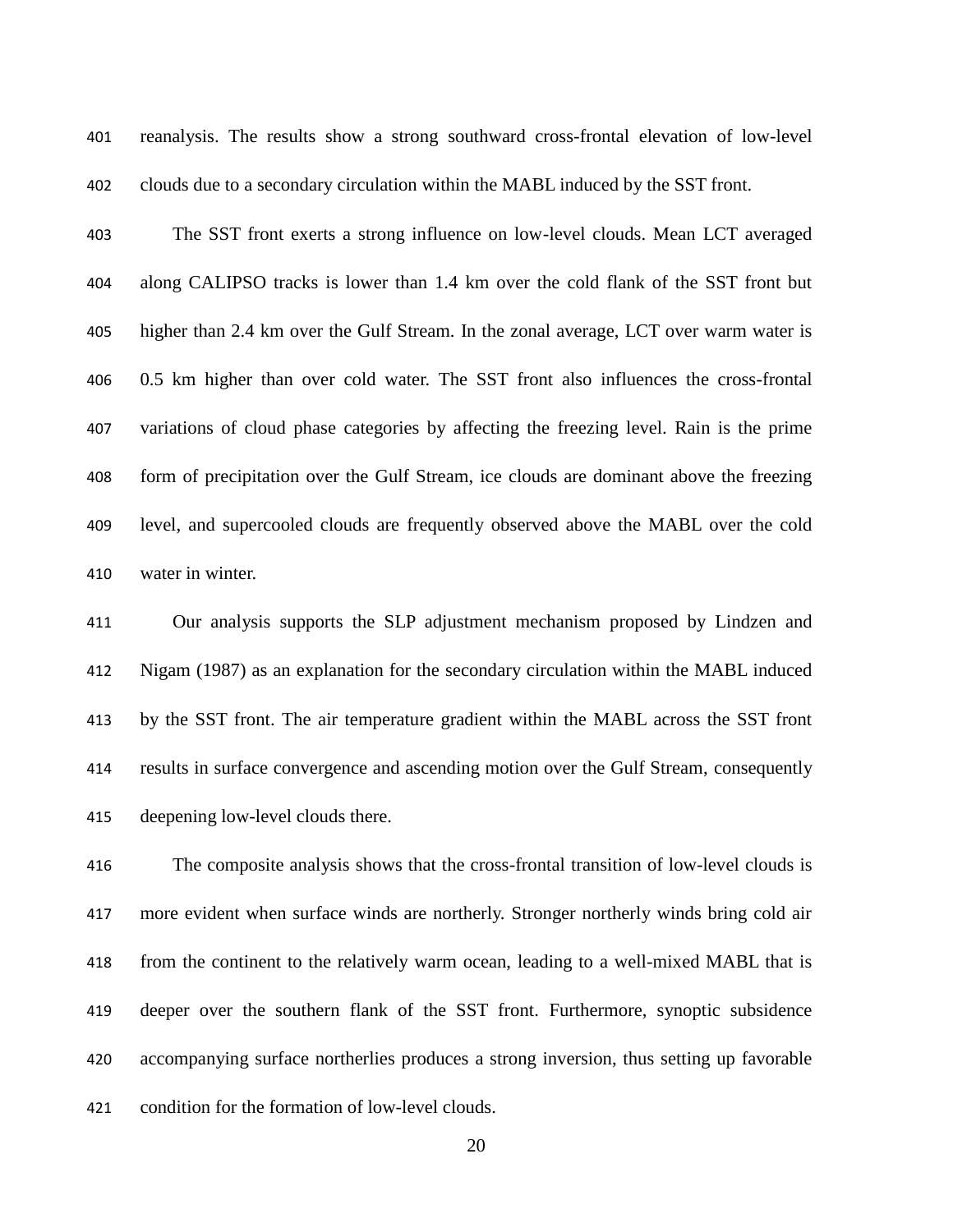reanalysis. The results show a strong southward cross-frontal elevation of low-level clouds due to a secondary circulation within the MABL induced by the SST front.

The SST front exerts a strong influence on low-level clouds. Mean LCT averaged along CALIPSO tracks is lower than 1.4 km over the cold flank of the SST front but higher than 2.4 km over the Gulf Stream. In the zonal average, LCT over warm water is 0.5 km higher than over cold water. The SST front also influences the cross-frontal variations of cloud phase categories by affecting the freezing level. Rain is the prime form of precipitation over the Gulf Stream, ice clouds are dominant above the freezing level, and supercooled clouds are frequently observed above the MABL over the cold water in winter.

Our analysis supports the SLP adjustment mechanism proposed by Lindzen and Nigam (1987) as an explanation for the secondary circulation within the MABL induced by the SST front. The air temperature gradient within the MABL across the SST front results in surface convergence and ascending motion over the Gulf Stream, consequently deepening low-level clouds there.

The composite analysis shows that the cross-frontal transition of low-level clouds is more evident when surface winds are northerly. Stronger northerly winds bring cold air from the continent to the relatively warm ocean, leading to a well-mixed MABL that is deeper over the southern flank of the SST front. Furthermore, synoptic subsidence accompanying surface northerlies produces a strong inversion, thus setting up favorable condition for the formation of low-level clouds.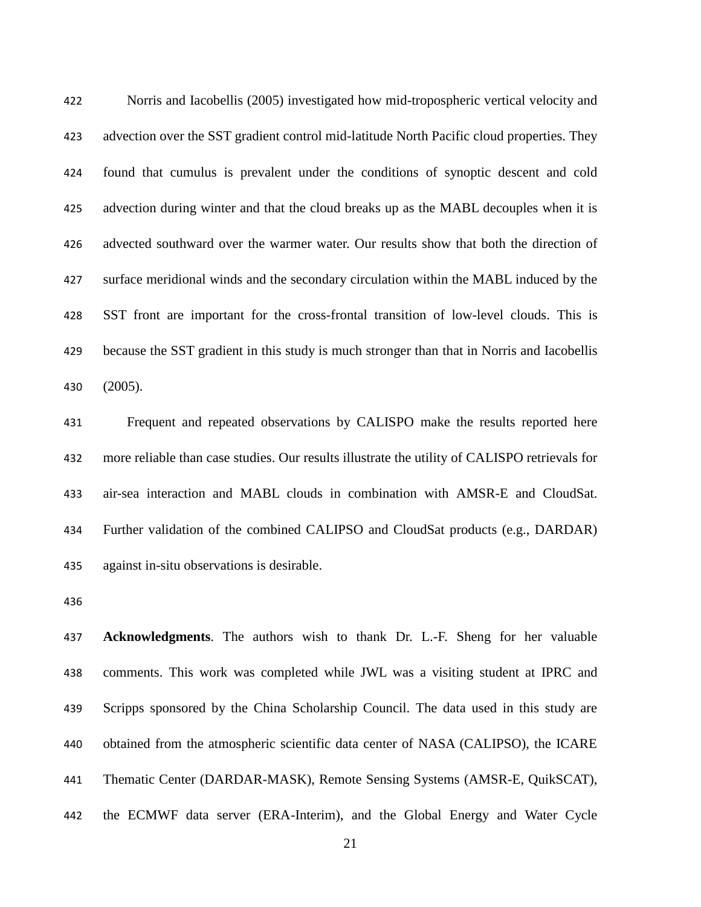Norris and Iacobellis (2005) investigated how mid-tropospheric vertical velocity and advection over the SST gradient control mid-latitude North Pacific cloud properties. They found that cumulus is prevalent under the conditions of synoptic descent and cold advection during winter and that the cloud breaks up as the MABL decouples when it is advected southward over the warmer water. Our results show that both the direction of surface meridional winds and the secondary circulation within the MABL induced by the SST front are important for the cross-frontal transition of low-level clouds. This is because the SST gradient in this study is much stronger than that in Norris and Iacobellis (2005).

Frequent and repeated observations by CALISPO make the results reported here more reliable than case studies. Our results illustrate the utility of CALISPO retrievals for air-sea interaction and MABL clouds in combination with AMSR-E and CloudSat. Further validation of the combined CALIPSO and CloudSat products (e.g., DARDAR) against in-situ observations is desirable.

**Acknowledgments**. The authors wish to thank Dr. L.-F. Sheng for her valuable comments. This work was completed while JWL was a visiting student at IPRC and Scripps sponsored by the China Scholarship Council. The data used in this study are obtained from the atmospheric scientific data center of NASA (CALIPSO), the ICARE Thematic Center (DARDAR-MASK), Remote Sensing Systems (AMSR-E, QuikSCAT), the ECMWF data server (ERA-Interim), and the Global Energy and Water Cycle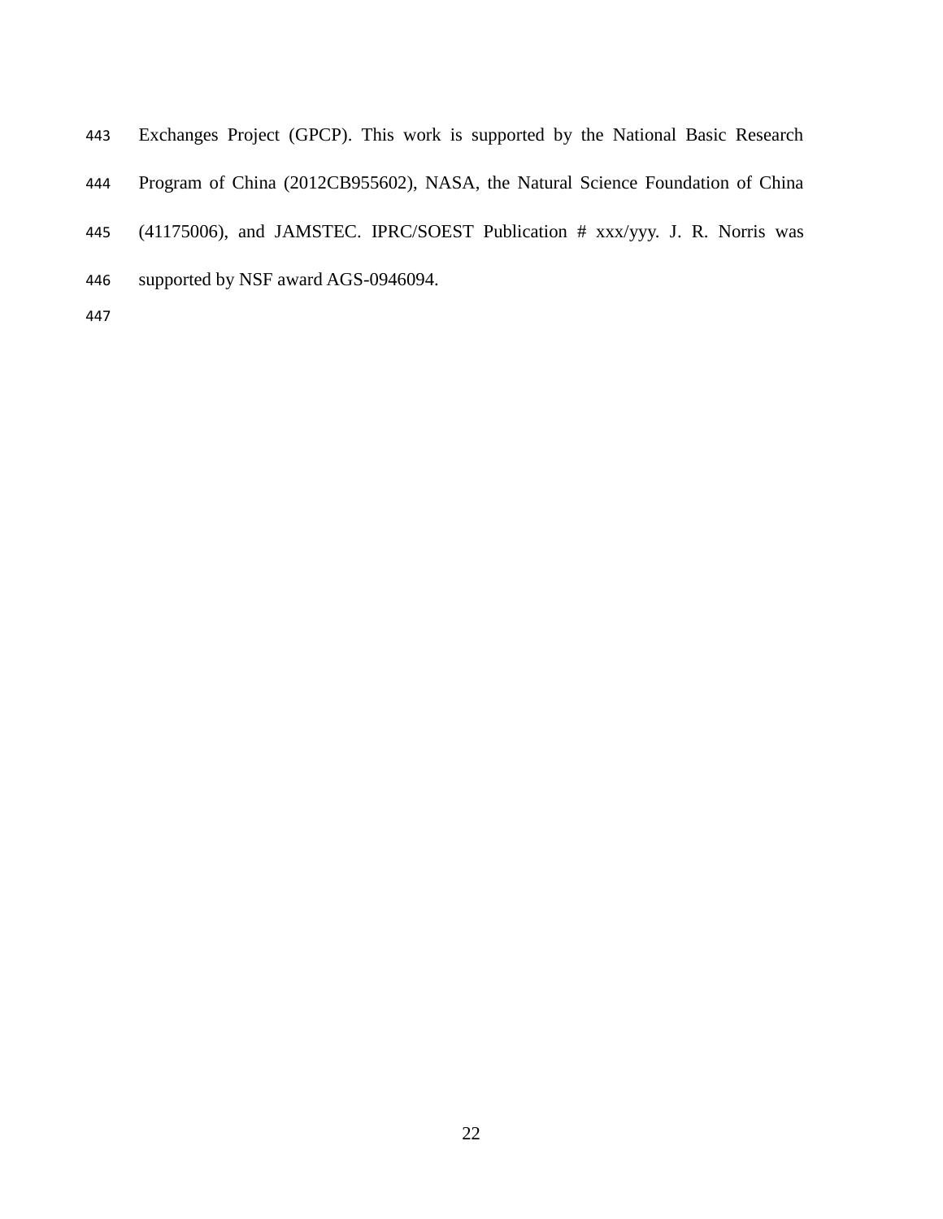Exchanges Project (GPCP). This work is supported by the National Basic Research Program of China (2012CB955602), NASA, the Natural Science Foundation of China (41175006), and JAMSTEC. IPRC/SOEST Publication # xxx/yyy. J. R. Norris was supported by NSF award AGS-0946094.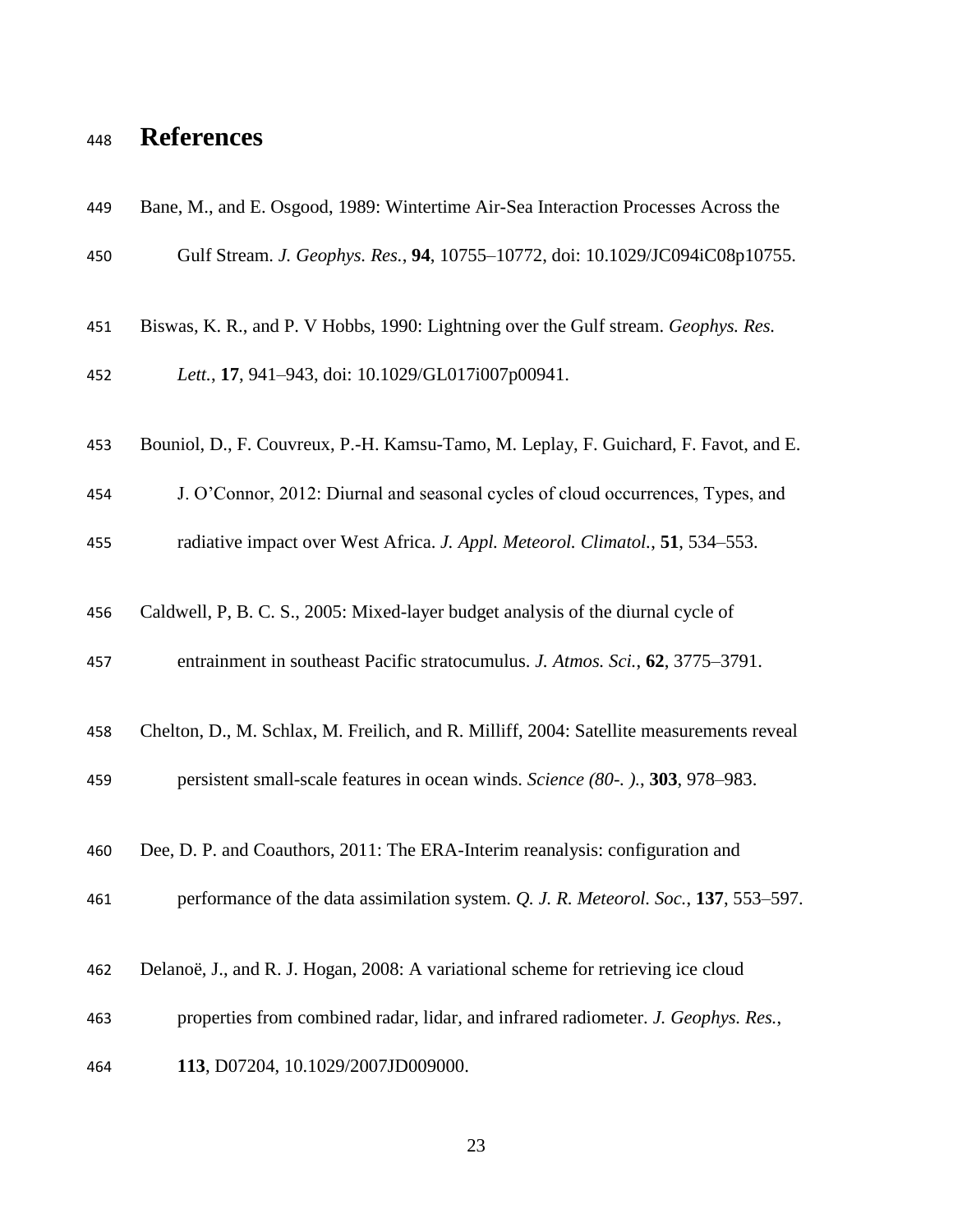# References

Bane, M., and E. Osgood, 1989: Wintertime Air-Sea Interaction Processes Across the Gulf Stream. *J. Geophys. Res.*, **94**, 10755–10772, doi: 10.1029/JC094iC08p10755.

Biswas, K. R., and P. V Hobbs, 1990: Lightning over the Gulf stream. *Geophys. Res. Lett.*, **17**, 941–943, doi: 10.1029/GL017i007p00941.

Bouniol, D., F. Couvreux, P.-H. Kamsu-Tamo, M. Leplay, F. Guichard, F. Favot, and E. J. O'Connor, 2012: Diurnal and seasonal cycles of cloud occurrences, Types, and radiative impact over West Africa. *J. Appl. Meteorol. Climatol.*, **51**, 534–553.

Caldwell, P, B. C. S., 2005: Mixed-layer budget analysis of the diurnal cycle of entrainment in southeast Pacific stratocumulus. *J. Atmos. Sci.*, **62**, 3775–3791.

Chelton, D., M. Schlax, M. Freilich, and R. Milliff, 2004: Satellite measurements reveal persistent small-scale features in ocean winds. *Science (80-. ).*, **303**, 978–983.

Dee, D. P. and Coauthors, 2011: The ERA-Interim reanalysis: configuration and performance of the data assimilation system. *Q. J. R. Meteorol. Soc.*, **137**, 553–597.

Delanoë, J., and R. J. Hogan, 2008: A variational scheme for retrieving ice cloud properties from combined radar, lidar, and infrared radiometer. *J. Geophys. Res.*, **113**, D07204, 10.1029/2007JD009000.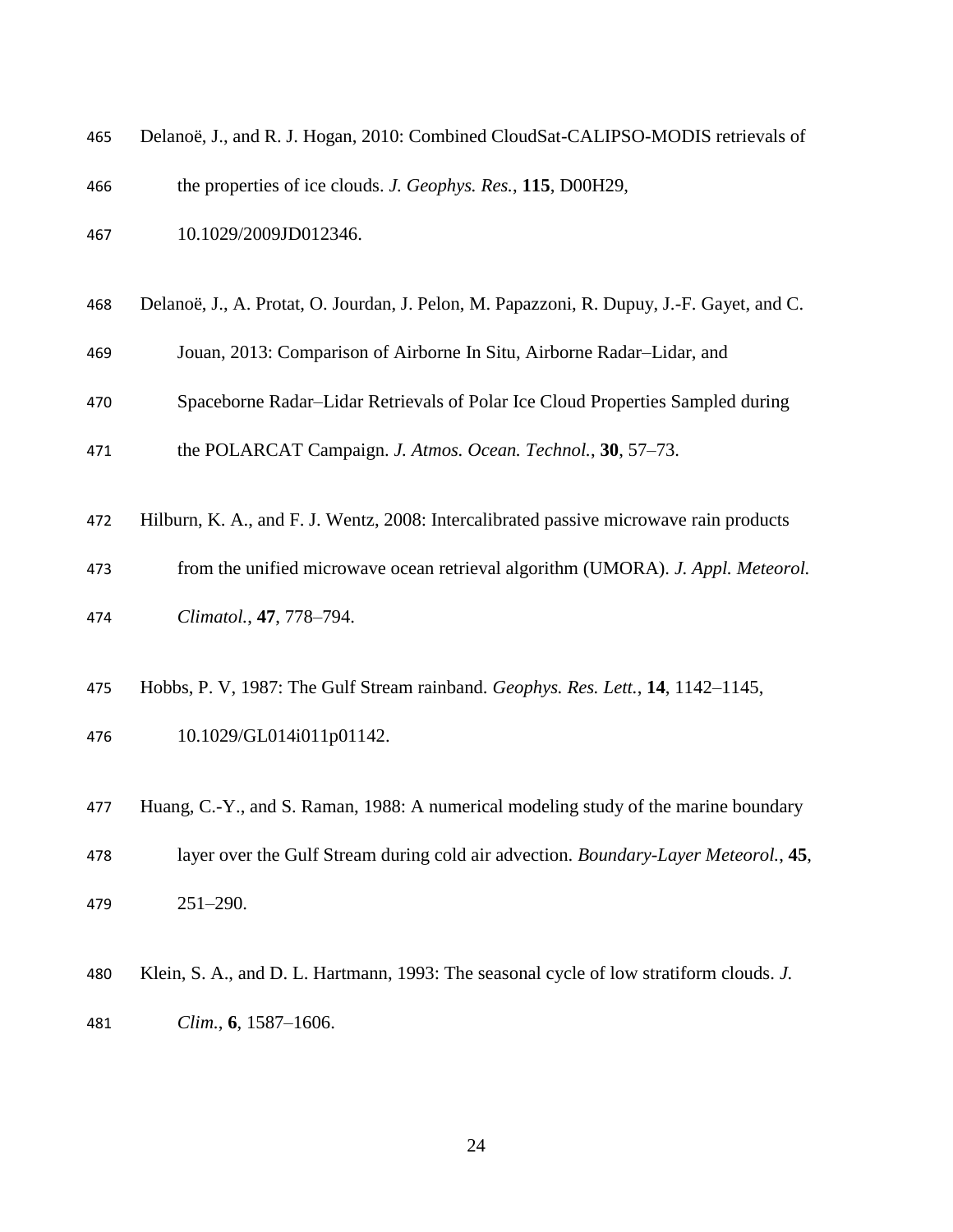Delanoë, J., and R. J. Hogan, 2010: Combined CloudSat-CALIPSO-MODIS retrievals of the properties of ice clouds. *J. Geophys. Res.*, **115**, D00H29, 10.1029/2009JD012346.

Delanoë, J., A. Protat, O. Jourdan, J. Pelon, M. Papazzoni, R. Dupuy, J.-F. Gayet, and C. Jouan, 2013: Comparison of Airborne In Situ, Airborne Radar–Lidar, and Spaceborne Radar–Lidar Retrievals of Polar Ice Cloud Properties Sampled during the POLARCAT Campaign. *J. Atmos. Ocean. Technol.*, **30**, 57–73.

Hilburn, K. A., and F. J. Wentz, 2008: Intercalibrated passive microwave rain products from the unified microwave ocean retrieval algorithm (UMORA). *J. Appl. Meteorol. Climatol.*, **47**, 778–794.

Hobbs, P. V, 1987: The Gulf Stream rainband. *Geophys. Res. Lett.*, **14**, 1142–1145, 10.1029/GL014i011p01142.

Huang, C.-Y., and S. Raman, 1988: A numerical modeling study of the marine boundary layer over the Gulf Stream during cold air advection. *Boundary-Layer Meteorol.*, **45**, 251–290.

Klein, S. A., and D. L. Hartmann, 1993: The seasonal cycle of low stratiform clouds. *J. Clim.*, **6**, 1587–1606.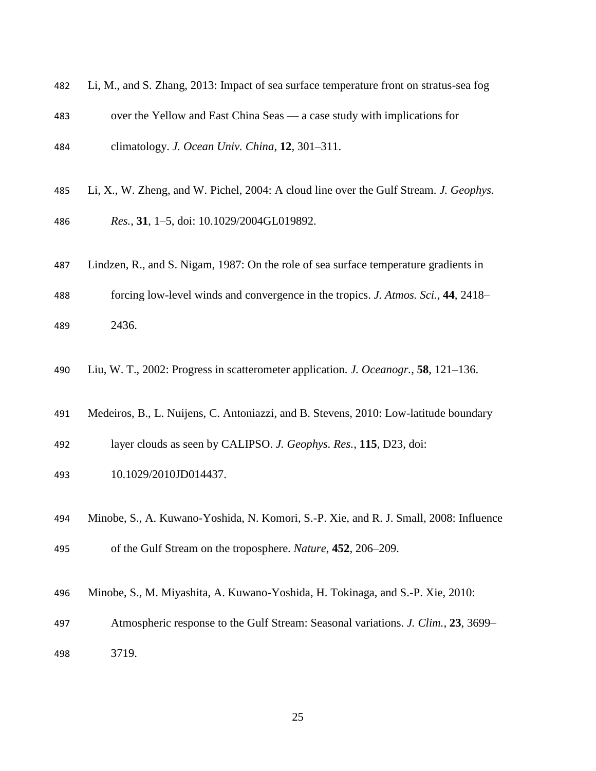Li, M., and S. Zhang, 2013: Impact of sea surface temperature front on stratus-sea fog over the Yellow and East China Seas — a case study with implications for climatology. *J. Ocean Univ. China*, **12**, 301–311.

Li, X., W. Zheng, and W. Pichel, 2004: A cloud line over the Gulf Stream. *J. Geophys. Res.*, **31**, 1–5, doi: 10.1029/2004GL019892.

Lindzen, R., and S. Nigam, 1987: On the role of sea surface temperature gradients in forcing low-level winds and convergence in the tropics. *J. Atmos. Sci.*, **44**, 2418–2436.

Liu, W. T., 2002: Progress in scatterometer application. *J. Oceanogr.*, **58**, 121–136.

Medeiros, B., L. Nuijens, C. Antoniazzi, and B. Stevens, 2010: Low-latitude boundary layer clouds as seen by CALIPSO. *J. Geophys. Res.*, **115**, D23, doi: 10.1029/2010JD014437.

Minobe, S., A. Kuwano-Yoshida, N. Komori, S.-P. Xie, and R. J. Small, 2008: Influence of the Gulf Stream on the troposphere. *Nature*, **452**, 206–209.

Minobe, S., M. Miyashita, A. Kuwano-Yoshida, H. Tokinaga, and S.-P. Xie, 2010: Atmospheric response to the Gulf Stream: Seasonal variations. *J. Clim.*, **23**, 3699–3719.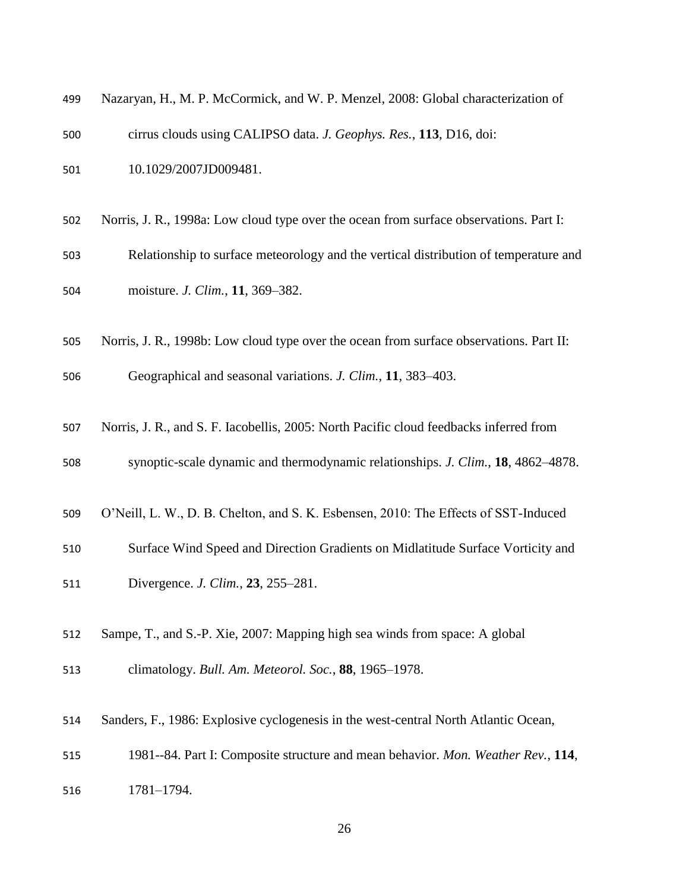Nazaryan, H., M. P. McCormick, and W. P. Menzel, 2008: Global characterization of cirrus clouds using CALIPSO data. *J. Geophys. Res.*, **113**, D16, doi: 10.1029/2007JD009481.

Norris, J. R., 1998a: Low cloud type over the ocean from surface observations. Part I: Relationship to surface meteorology and the vertical distribution of temperature and moisture. *J. Clim.*, **11**, 369–382.

Norris, J. R., 1998b: Low cloud type over the ocean from surface observations. Part II: Geographical and seasonal variations. *J. Clim.*, **11**, 383–403.

Norris, J. R., and S. F. Iacobellis, 2005: North Pacific cloud feedbacks inferred from synoptic-scale dynamic and thermodynamic relationships. *J. Clim.*, **18**, 4862–4878.

O'Neill, L. W., D. B. Chelton, and S. K. Esbensen, 2010: The Effects of SST-Induced Surface Wind Speed and Direction Gradients on Midlatitude Surface Vorticity and Divergence. *J. Clim.*, **23**, 255–281.

Sampe, T., and S.-P. Xie, 2007: Mapping high sea winds from space: A global climatology. *Bull. Am. Meteorol. Soc.*, **88**, 1965–1978.

Sanders, F., 1986: Explosive cyclogenesis in the west-central North Atlantic Ocean, 1981--84. Part I: Composite structure and mean behavior. *Mon. Weather Rev.*, **114**, 1781–1794.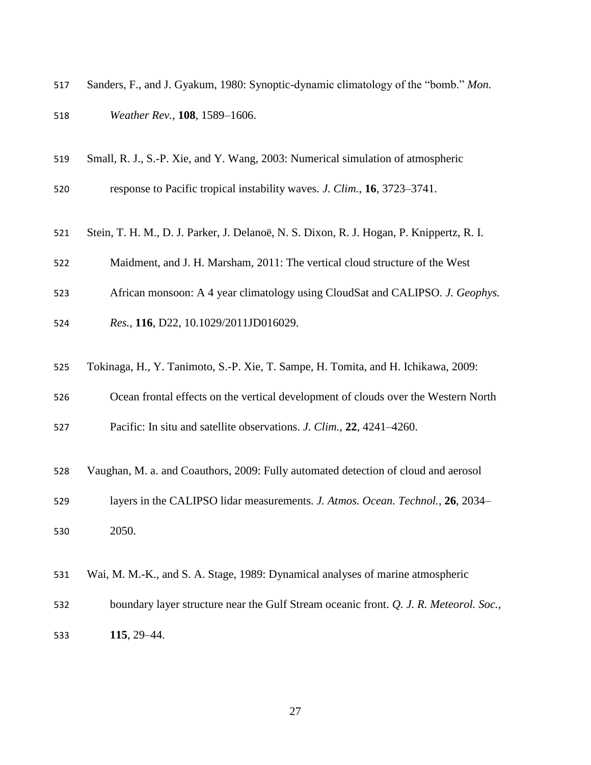Sanders, F., and J. Gyakum, 1980: Synoptic-dynamic climatology of the "bomb." *Mon. Weather Rev.*, **108**, 1589–1606.

Small, R. J., S.-P. Xie, and Y. Wang, 2003: Numerical simulation of atmospheric response to Pacific tropical instability waves. *J. Clim.*, **16**, 3723–3741.

Stein, T. H. M., D. J. Parker, J. Delanoë, N. S. Dixon, R. J. Hogan, P. Knippertz, R. I. Maidment, and J. H. Marsham, 2011: The vertical cloud structure of the West African monsoon: A 4 year climatology using CloudSat and CALIPSO. *J. Geophys. Res.*, **116**, D22, 10.1029/2011JD016029.

Tokinaga, H., Y. Tanimoto, S.-P. Xie, T. Sampe, H. Tomita, and H. Ichikawa, 2009: Ocean frontal effects on the vertical development of clouds over the Western North Pacific: In situ and satellite observations. *J. Clim.*, **22**, 4241–4260.

Vaughan, M. a. and Coauthors, 2009: Fully automated detection of cloud and aerosol layers in the CALIPSO lidar measurements. *J. Atmos. Ocean. Technol.*, **26**, 2034–2050.

Wai, M. M.-K., and S. A. Stage, 1989: Dynamical analyses of marine atmospheric boundary layer structure near the Gulf Stream oceanic front. *Q. J. R. Meteorol. Soc.*, **115**, 29–44.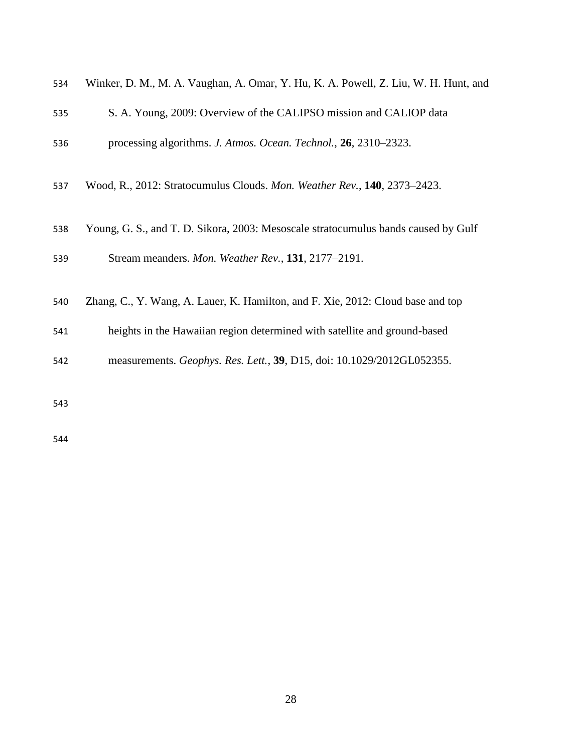Winker, D. M., M. A. Vaughan, A. Omar, Y. Hu, K. A. Powell, Z. Liu, W. H. Hunt, and S. A. Young, 2009: Overview of the CALIPSO mission and CALIOP data processing algorithms. *J. Atmos. Ocean. Technol.*, **26**, 2310–2323.

Wood, R., 2012: Stratocumulus Clouds. *Mon. Weather Rev.*, **140**, 2373–2423.

Young, G. S., and T. D. Sikora, 2003: Mesoscale stratocumulus bands caused by Gulf Stream meanders. *Mon. Weather Rev.*, **131**, 2177–2191.

Zhang, C., Y. Wang, A. Lauer, K. Hamilton, and F. Xie, 2012: Cloud base and top heights in the Hawaiian region determined with satellite and ground-based measurements. *Geophys. Res. Lett.*, **39**, D15, doi: 10.1029/2012GL052355.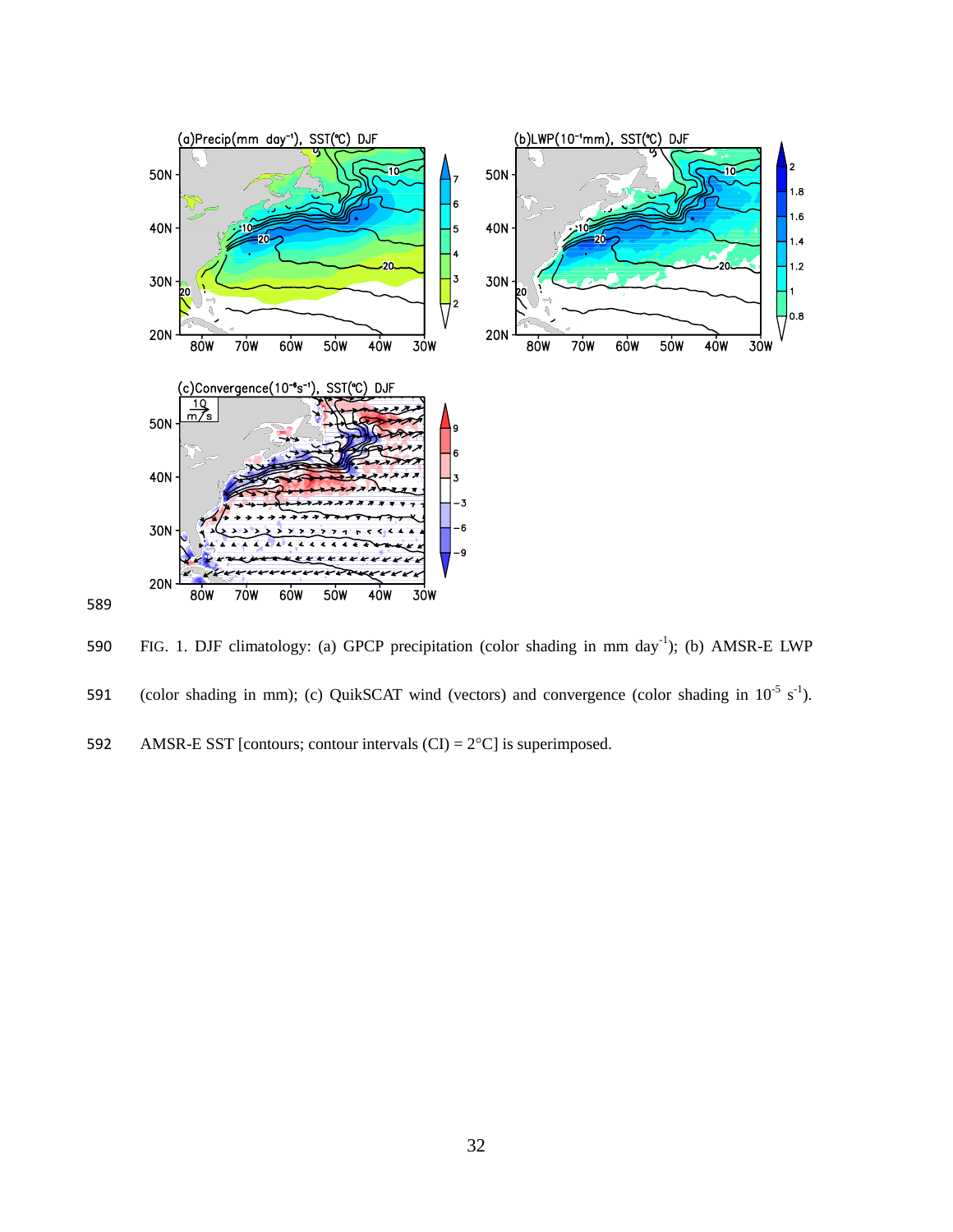FIG. 1. DJF climatology: (a) GPCP precipitation (color shading in mm day$^{-1}$); (b) AMSR-E LWP (color shading in mm); (c) QuikSCAT wind (vectors) and convergence (color shading in $10^{-5}$ s$^{-1}$). AMSR-E SST [contours; contour intervals (CI) = 2°C] is superimposed.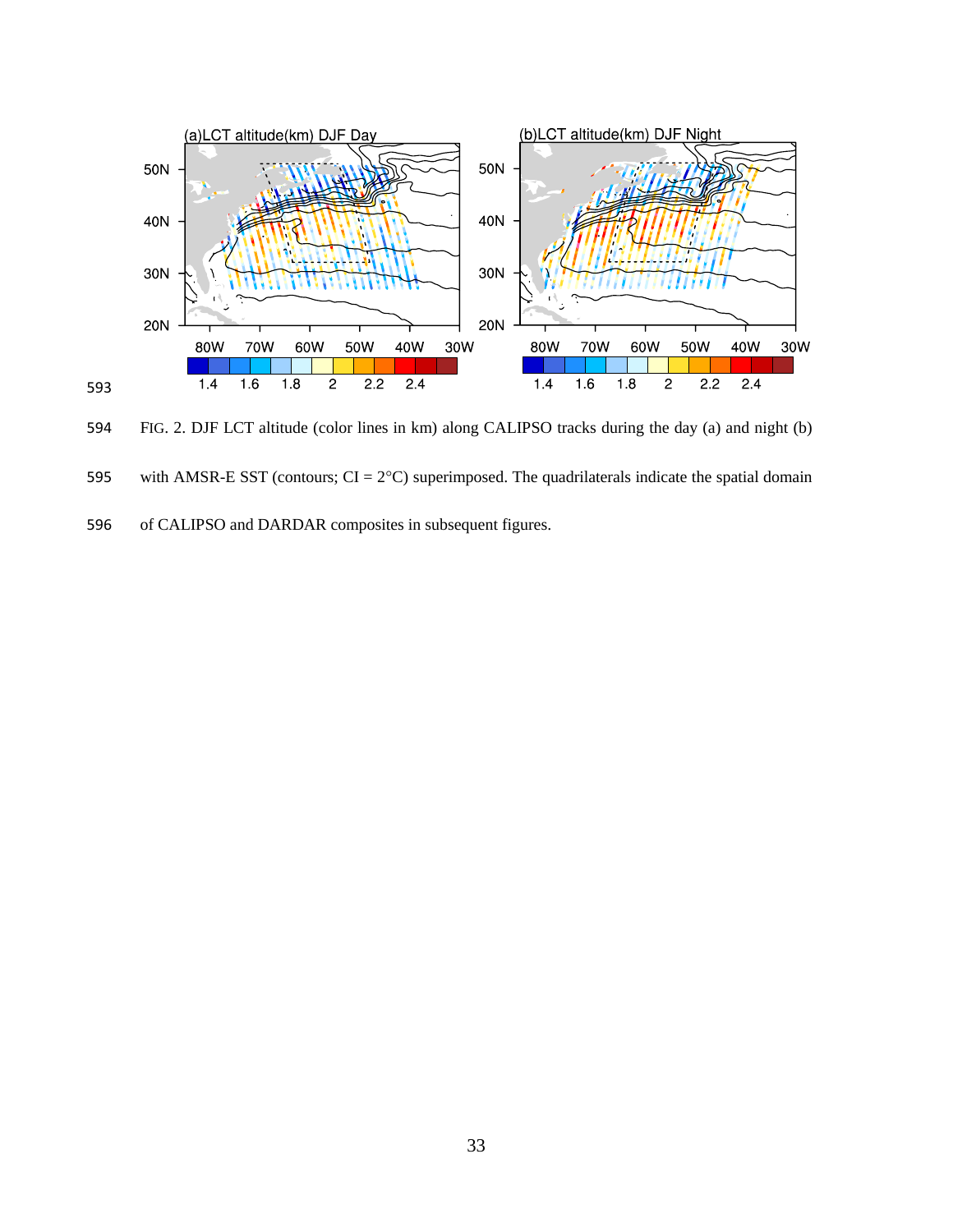FIG. 2. DJF LCT altitude (color lines in km) along CALIPSO tracks during the day (a) and night (b) with AMSR-E SST (contours; CI = 2°C) superimposed. The quadrilaterals indicate the spatial domain of CALIPSO and DARDAR composites in subsequent figures.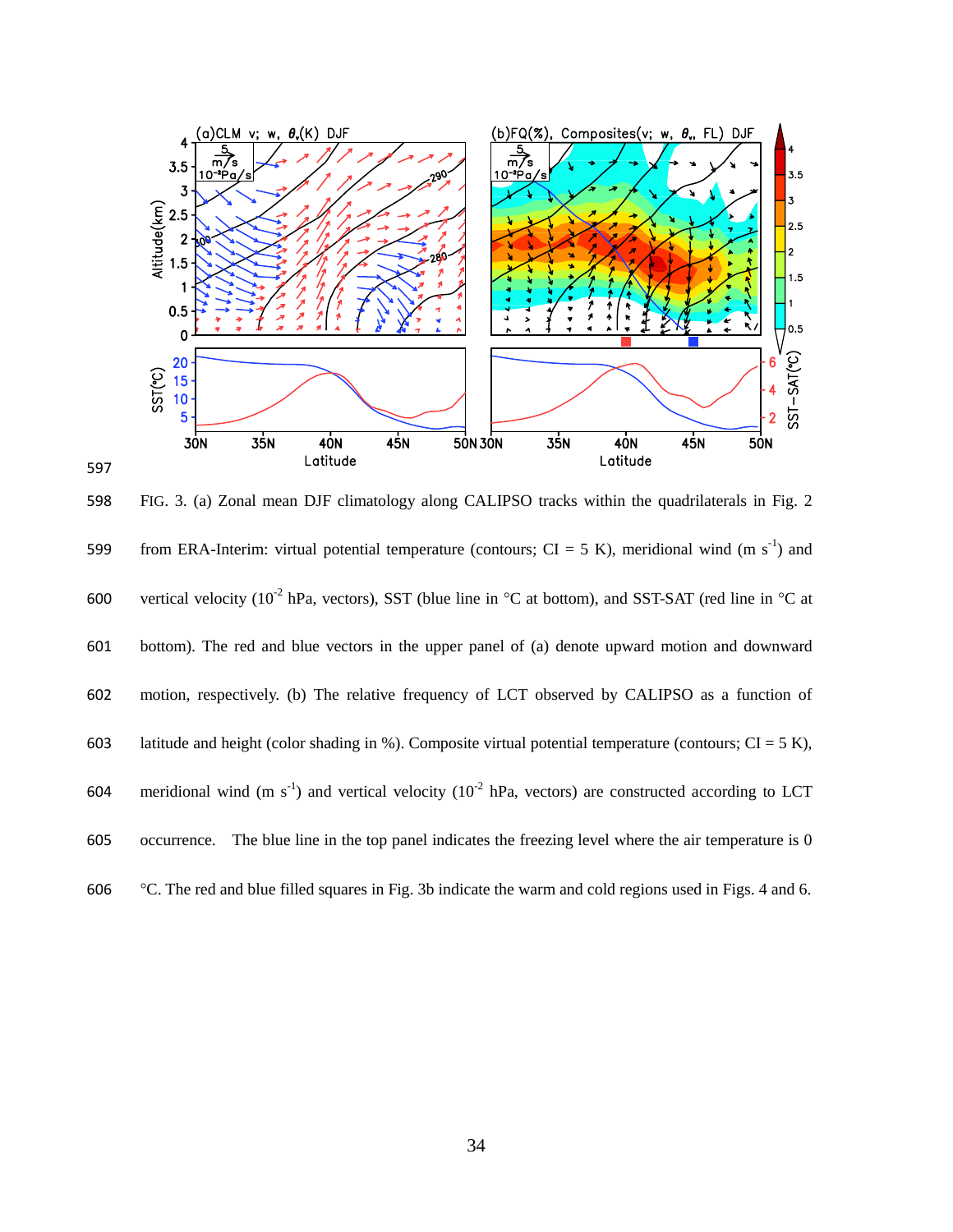FIG. 3. (a) Zonal mean DJF climatology along CALIPSO tracks within the quadrilaterals in Fig. 2 from ERA-Interim: virtual potential temperature (contours; CI = 5 K), meridional wind (m s$^{-1}$) and vertical velocity ($10^{-2}$ hPa, vectors), SST (blue line in °C at bottom), and SST-SAT (red line in °C at bottom). The red and blue vectors in the upper panel of (a) denote upward motion and downward motion, respectively. (b) The relative frequency of LCT observed by CALIPSO as a function of latitude and height (color shading in %). Composite virtual potential temperature (contours; CI = 5 K), meridional wind (m s$^{-1}$) and vertical velocity ($10^{-2}$ hPa, vectors) are constructed according to LCT occurrence. The blue line in the top panel indicates the freezing level where the air temperature is 0 °C. The red and blue filled squares in Fig. 3b indicate the warm and cold regions used in Figs. 4 and 6.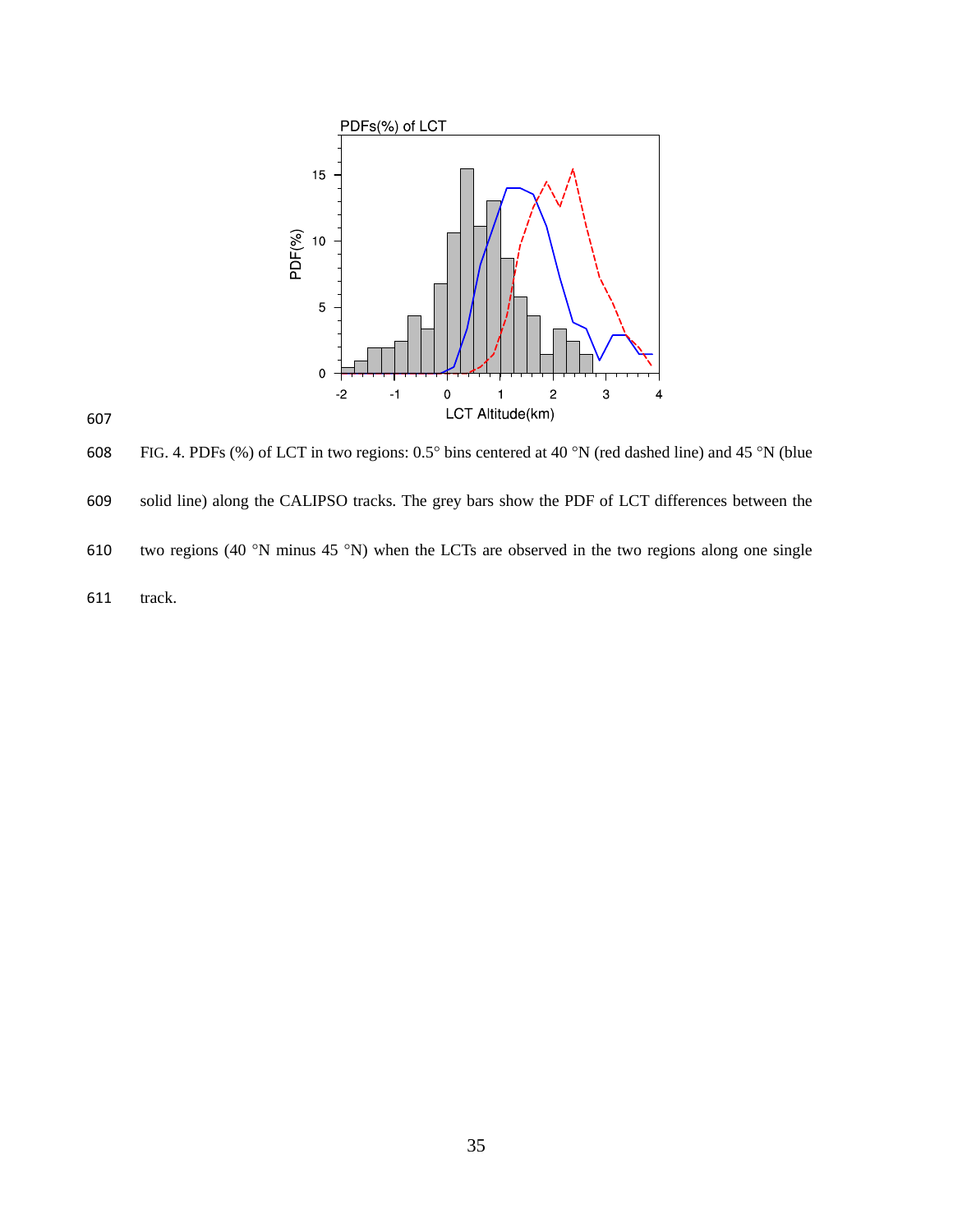607

608 FIG. 4. PDFs (%) of LCT in two regions: 0.5° bins centered at 40 °N (red dashed line) and 45 °N (blue

609 solid line) along the CALIPSO tracks. The grey bars show the PDF of LCT differences between the

610 two regions (40 °N minus 45 °N) when the LCTs are observed in the two regions along one single

611 track.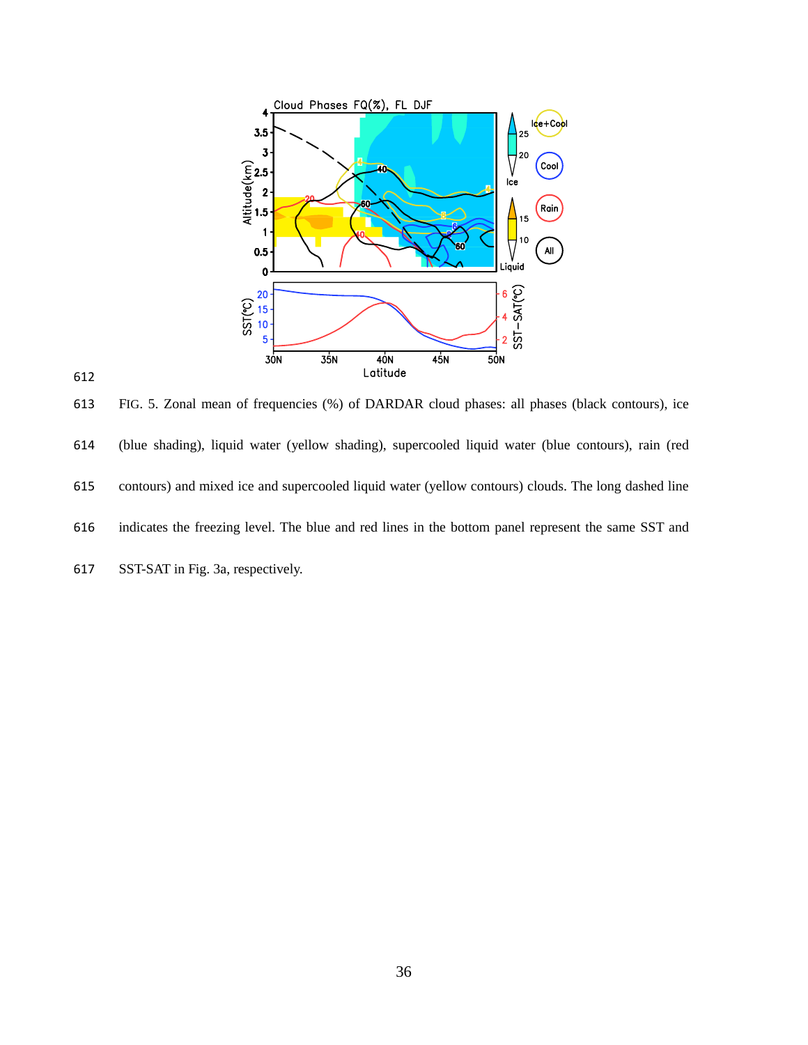FIG. 5. Zonal mean of frequencies (%) of DARDAR cloud phases: all phases (black contours), ice (blue shading), liquid water (yellow shading), supercooled liquid water (blue contours), rain (red contours) and mixed ice and supercooled liquid water (yellow contours) clouds. The long dashed line indicates the freezing level. The blue and red lines in the bottom panel represent the same SST and SST-SAT in Fig. 3a, respectively.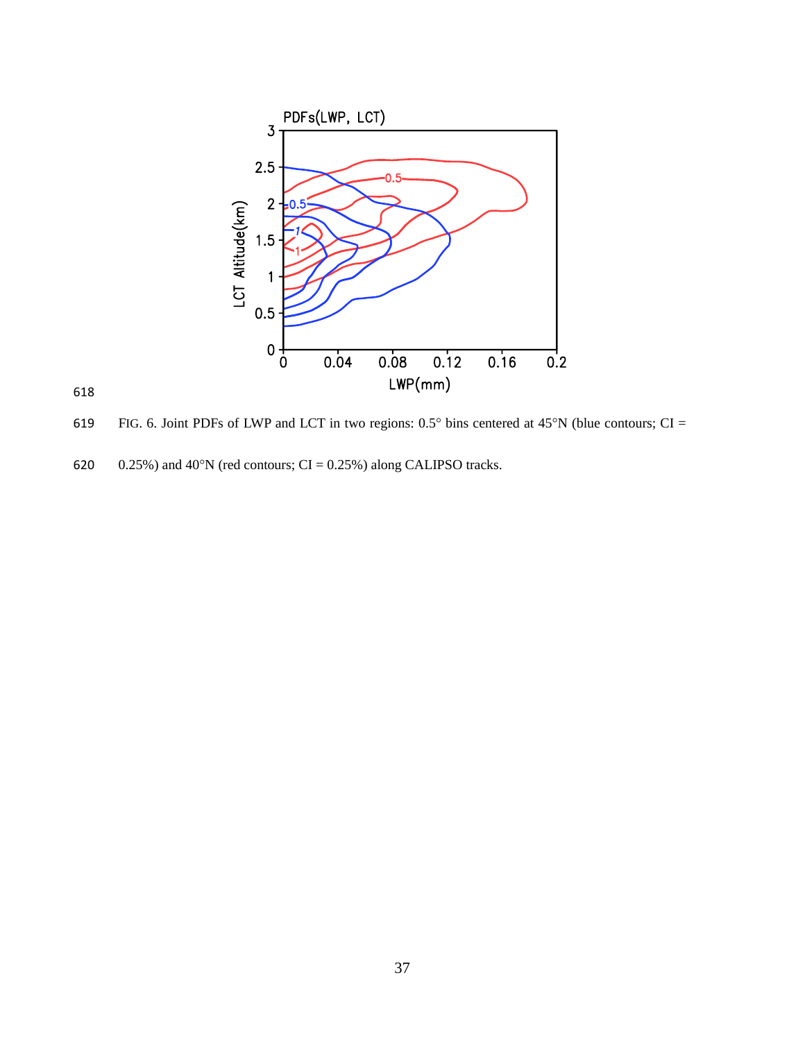FIG. 6. Joint PDFs of LWP and LCT in two regions: 0.5° bins centered at 45°N (blue contours; CI = 0.25%) and 40°N (red contours; CI = 0.25%) along CALIPSO tracks.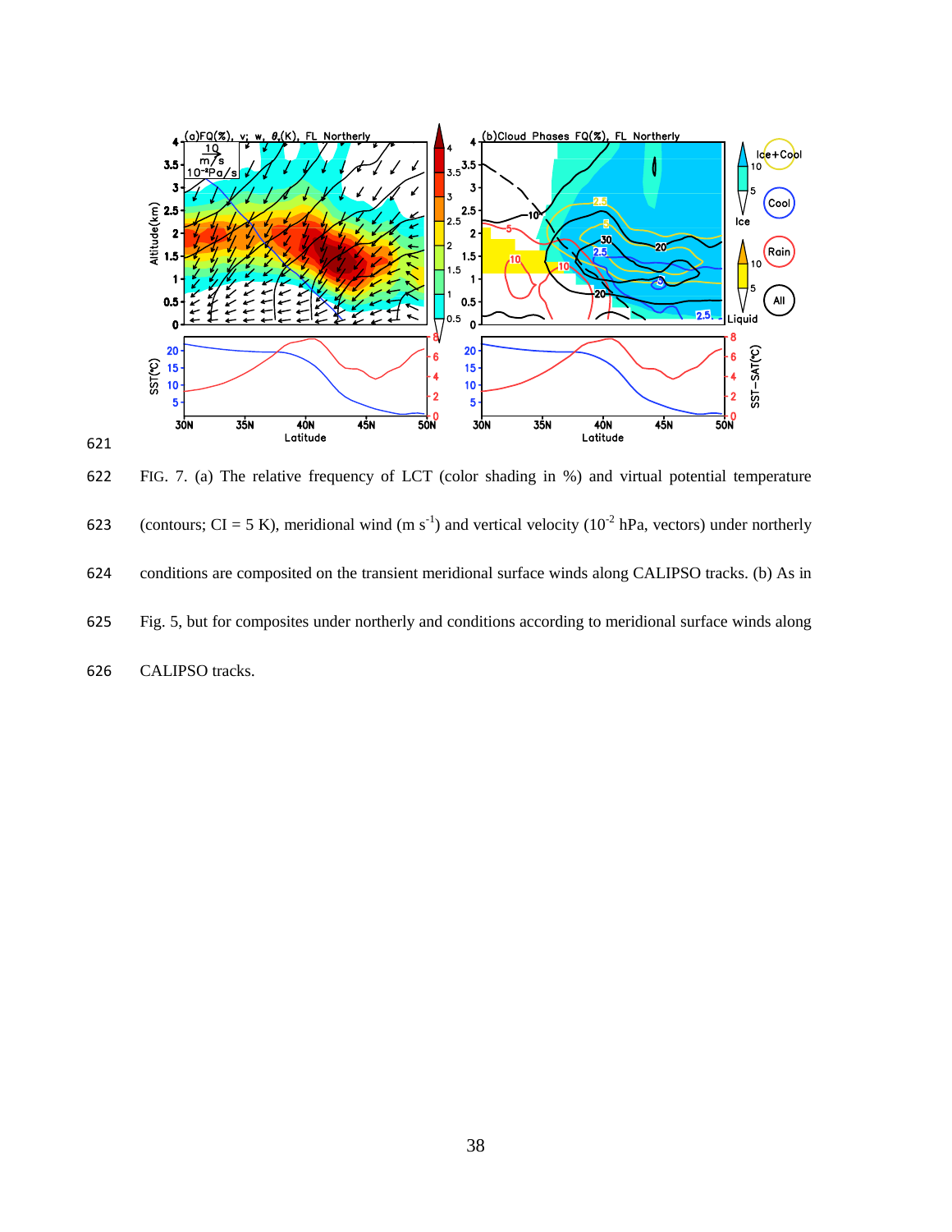FIG. 7. (a) The relative frequency of LCT (color shading in %) and virtual potential temperature (contours; CI = 5 K), meridional wind (m s$^{-1}$) and vertical velocity (10$^{-2}$ hPa, vectors) under northerly conditions are composited on the transient meridional surface winds along CALIPSO tracks. (b) As in Fig. 5, but for composites under northerly and conditions according to meridional surface winds along CALIPSO tracks.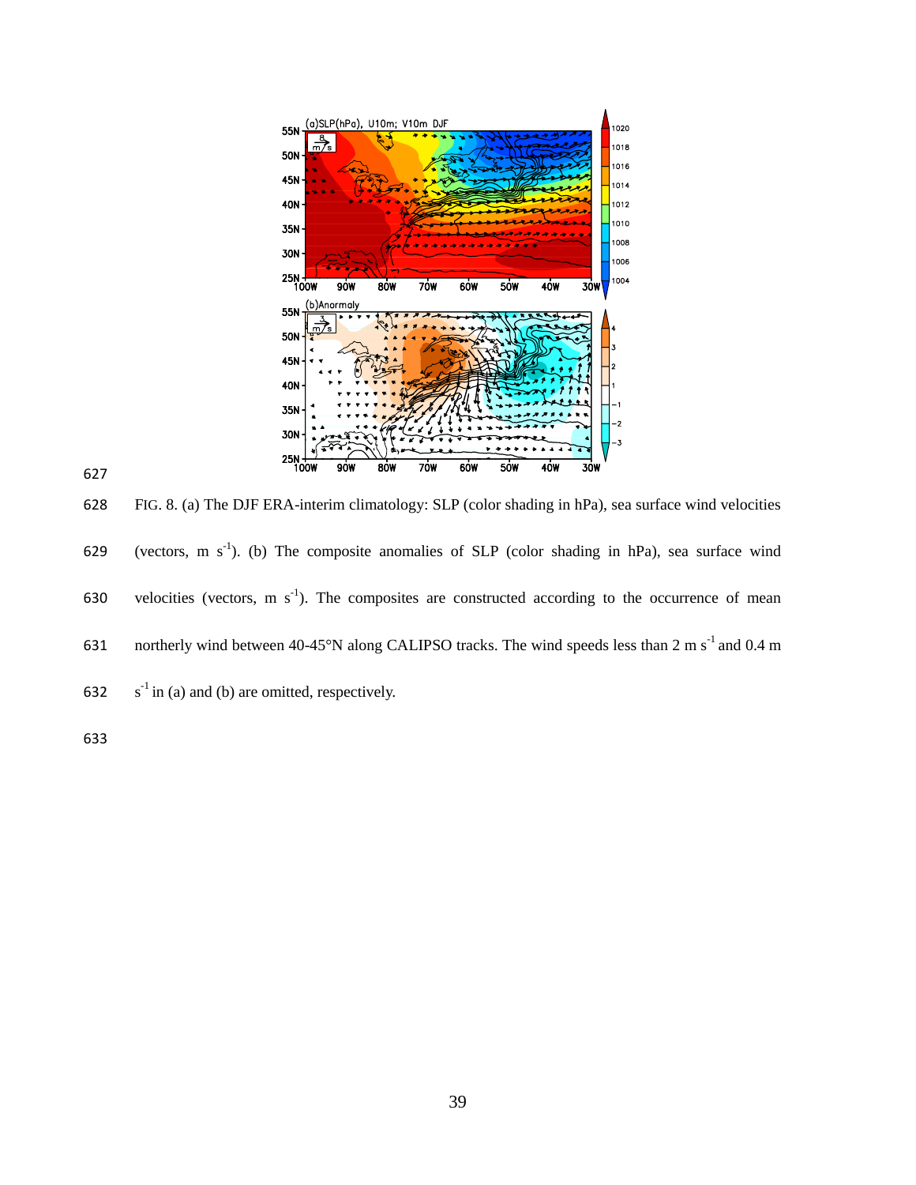FIG. 8. (a) The DJF ERA-interim climatology: SLP (color shading in hPa), sea surface wind velocities (vectors, m $s^{-1}$). (b) The composite anomalies of SLP (color shading in hPa), sea surface wind velocities (vectors, m $s^{-1}$). The composites are constructed according to the occurrence of mean northerly wind between 40-45°N along CALIPSO tracks. The wind speeds less than 2 m $s^{-1}$ and 0.4 m $s^{-1}$ in (a) and (b) are omitted, respectively.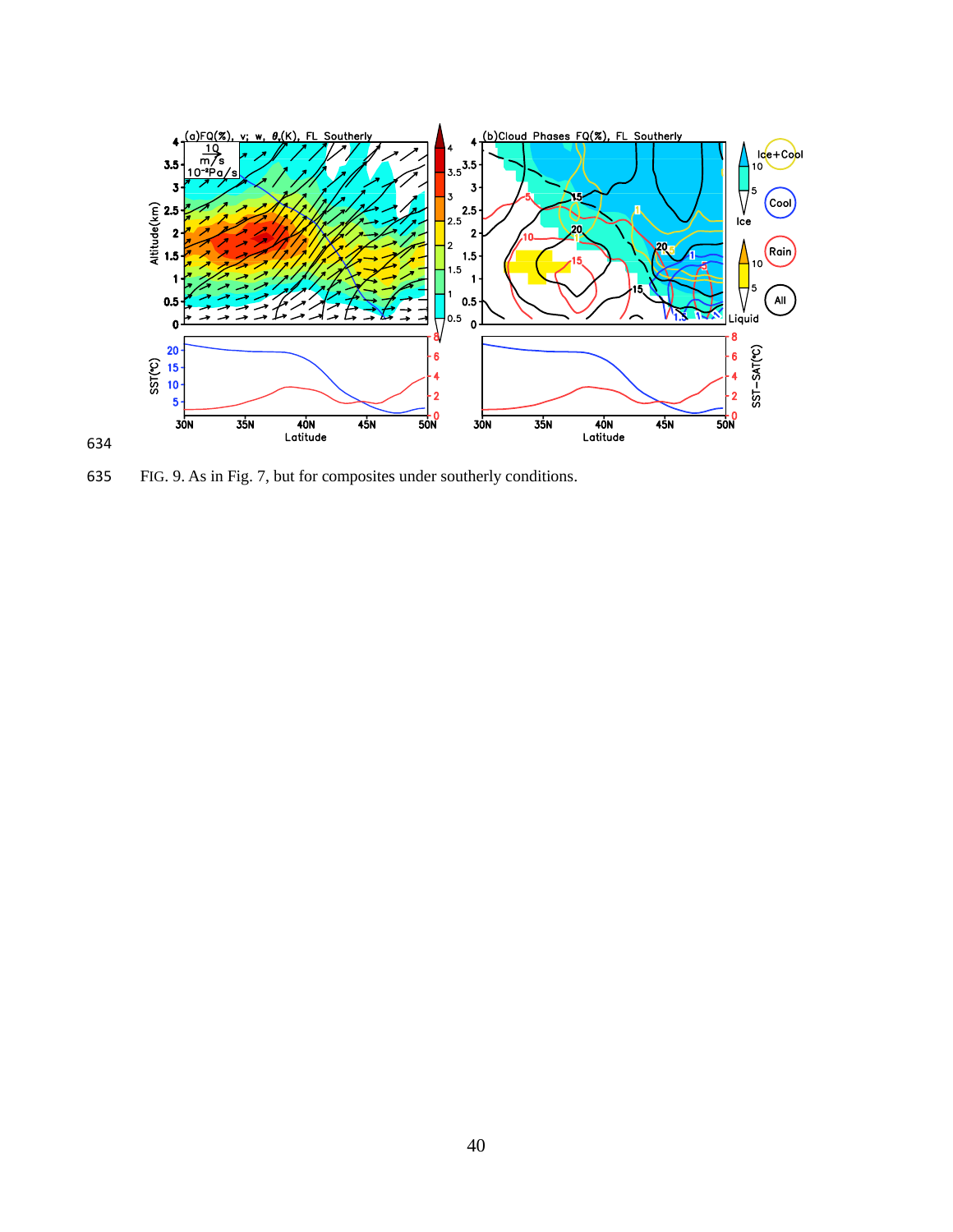FIG. 9. As in Fig. 7, but for composites under southerly conditions.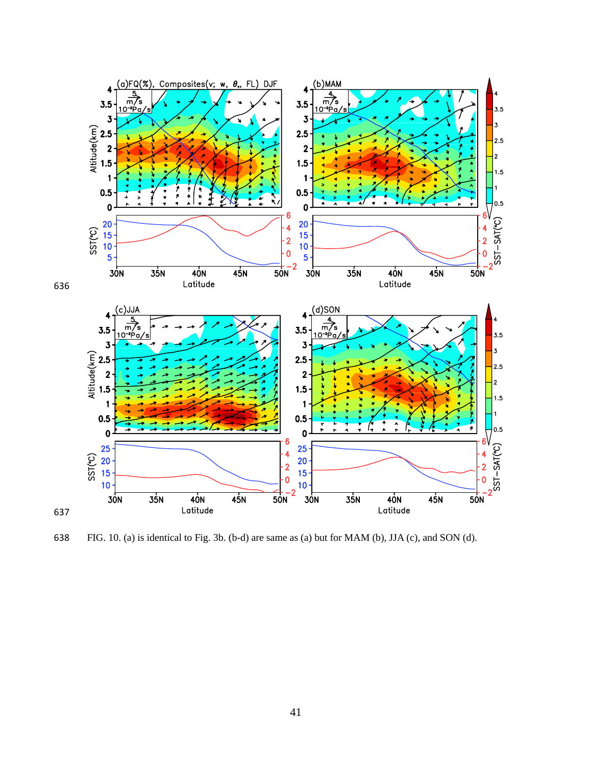FIG. 10. (a) is identical to Fig. 3b. (b-d) are same as (a) but for MAM (b), JJA (c), and SON (d).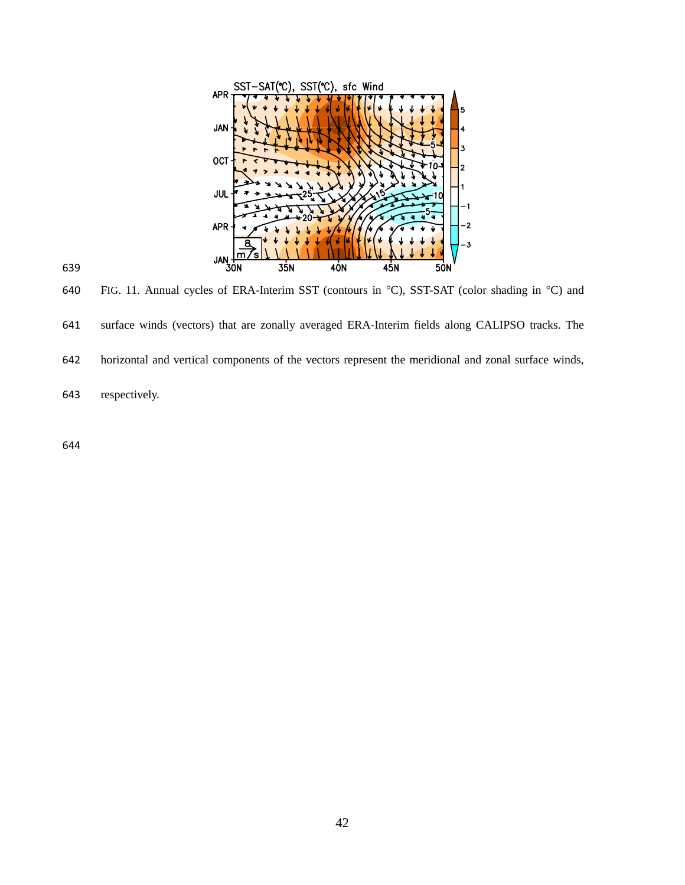SST−SAT(°C), SST(°C), sfc Wind

APR
JAN
OCT
JUL
APR
JAN

30N 35N 40N 45N 50N

8 m/s

5 10 15 20 25 20 15 10 5

5 4 3 2 1 −1 −2 −3

FIG. 11. Annual cycles of ERA-Interim SST (contours in °C), SST-SAT (color shading in °C) and surface winds (vectors) that are zonally averaged ERA-Interim fields along CALIPSO tracks. The horizontal and vertical components of the vectors represent the meridional and zonal surface winds, respectively.